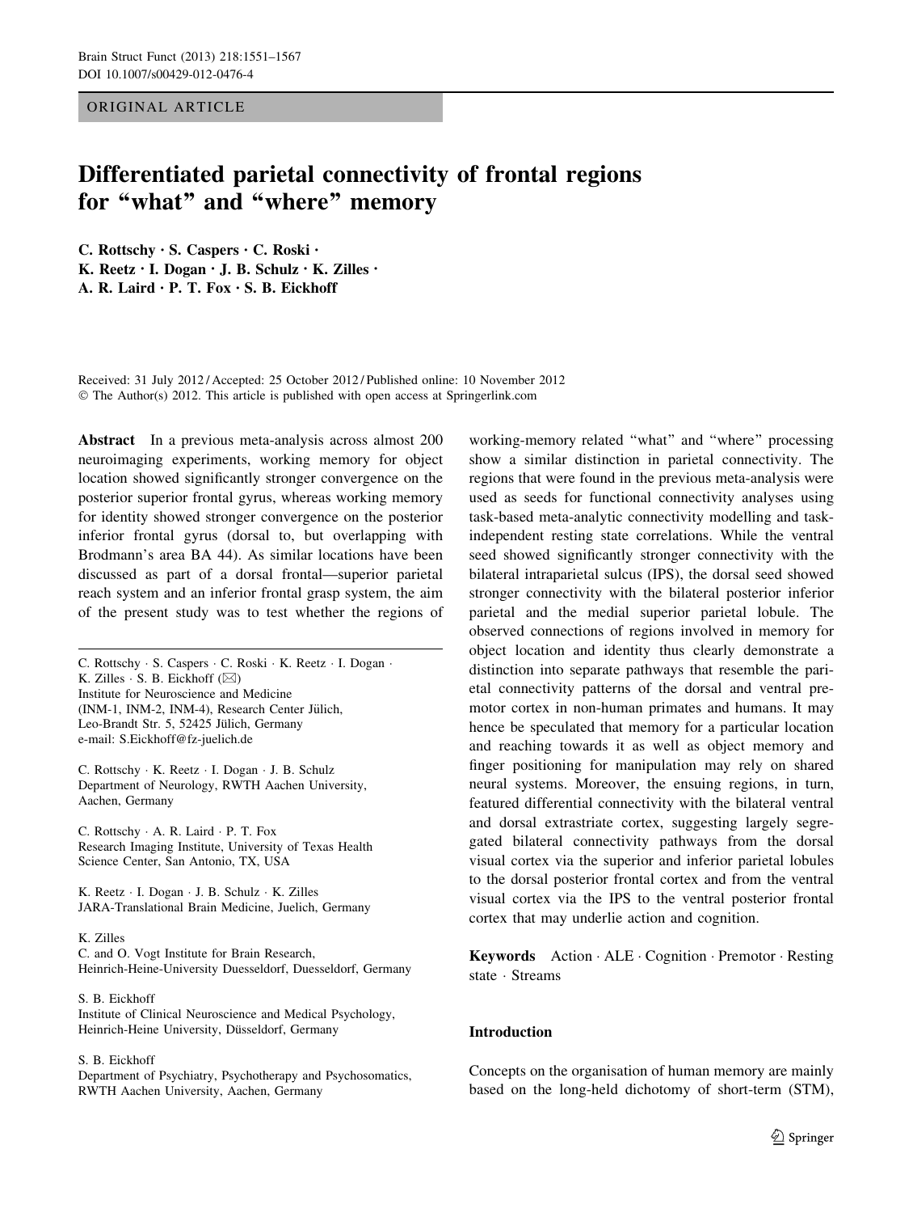ORIGINAL ARTICLE

# Differentiated parietal connectivity of frontal regions for "what" and "where" memory

C. Rottschy · S. Caspers · C. Roski · K. Reetz · I. Dogan · J. B. Schulz · K. Zilles · A. R. Laird · P. T. Fox · S. B. Eickhoff

Received: 31 July 2012 / Accepted: 25 October 2012 / Published online: 10 November 2012
© The Author(s) 2012. This article is published with open access at Springerlink.com

**Abstract** In a previous meta-analysis across almost 200 neuroimaging experiments, working memory for object location showed significantly stronger convergence on the posterior superior frontal gyrus, whereas working memory for identity showed stronger convergence on the posterior inferior frontal gyrus (dorsal to, but overlapping with Brodmann's area BA 44). As similar locations have been discussed as part of a dorsal frontal—superior parietal reach system and an inferior frontal grasp system, the aim of the present study was to test whether the regions of working-memory related "what" and "where" processing show a similar distinction in parietal connectivity. The regions that were found in the previous meta-analysis were used as seeds for functional connectivity analyses using task-based meta-analytic connectivity modelling and task-independent resting state correlations. While the ventral seed showed significantly stronger connectivity with the bilateral intraparietal sulcus (IPS), the dorsal seed showed stronger connectivity with the bilateral posterior inferior parietal and the medial superior parietal lobule. The observed connections of regions involved in memory for object location and identity thus clearly demonstrate a distinction into separate pathways that resemble the parietal connectivity patterns of the dorsal and ventral premotor cortex in non-human primates and humans. It may hence be speculated that memory for a particular location and reaching towards it as well as object memory and finger positioning for manipulation may rely on shared neural systems. Moreover, the ensuing regions, in turn, featured differential connectivity with the bilateral ventral and dorsal extrastriate cortex, suggesting largely segregated bilateral connectivity pathways from the dorsal visual cortex via the superior and inferior parietal lobules to the dorsal posterior frontal cortex and from the ventral visual cortex via the IPS to the ventral posterior frontal cortex that may underlie action and cognition.

**Keywords** Action · ALE · Cognition · Premotor · Resting state · Streams

C. Rottschy · S. Caspers · C. Roski · K. Reetz · I. Dogan · K. Zilles · S. B. Eickhoff (✉)
Institute for Neuroscience and Medicine (INM-1, INM-2, INM-4), Research Center Jülich, Leo-Brandt Str. 5, 52425 Jülich, Germany
e-mail: S.Eickhoff@fz-juelich.de

C. Rottschy · K. Reetz · I. Dogan · J. B. Schulz
Department of Neurology, RWTH Aachen University, Aachen, Germany

C. Rottschy · A. R. Laird · P. T. Fox
Research Imaging Institute, University of Texas Health Science Center, San Antonio, TX, USA

K. Reetz · I. Dogan · J. B. Schulz · K. Zilles
JARA-Translational Brain Medicine, Juelich, Germany

K. Zilles
C. and O. Vogt Institute for Brain Research, Heinrich-Heine-University Duesseldorf, Duesseldorf, Germany

S. B. Eickhoff
Institute of Clinical Neuroscience and Medical Psychology, Heinrich-Heine University, Düsseldorf, Germany

S. B. Eickhoff
Department of Psychiatry, Psychotherapy and Psychosomatics, RWTH Aachen University, Aachen, Germany

## Introduction

Concepts on the organisation of human memory are mainly based on the long-held dichotomy of short-term (STM),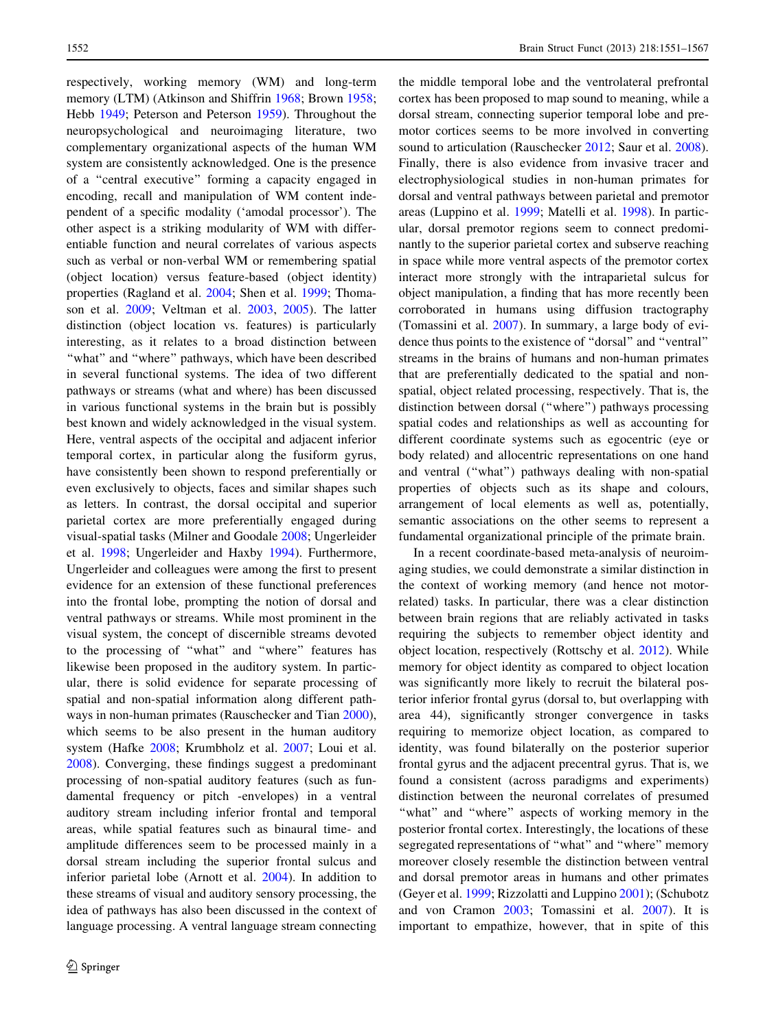respectively, working memory (WM) and long-term memory (LTM) (Atkinson and Shiffrin 1968; Brown 1958; Hebb 1949; Peterson and Peterson 1959). Throughout the neuropsychological and neuroimaging literature, two complementary organizational aspects of the human WM system are consistently acknowledged. One is the presence of a "central executive" forming a capacity engaged in encoding, recall and manipulation of WM content independent of a specific modality ('amodal processor'). The other aspect is a striking modularity of WM with differentiable function and neural correlates of various aspects such as verbal or non-verbal WM or remembering spatial (object location) versus feature-based (object identity) properties (Ragland et al. 2004; Shen et al. 1999; Thomason et al. 2009; Veltman et al. 2003, 2005). The latter distinction (object location vs. features) is particularly interesting, as it relates to a broad distinction between "what" and "where" pathways, which have been described in several functional systems. The idea of two different pathways or streams (what and where) has been discussed in various functional systems in the brain but is possibly best known and widely acknowledged in the visual system. Here, ventral aspects of the occipital and adjacent inferior temporal cortex, in particular along the fusiform gyrus, have consistently been shown to respond preferentially or even exclusively to objects, faces and similar shapes such as letters. In contrast, the dorsal occipital and superior parietal cortex are more preferentially engaged during visual-spatial tasks (Milner and Goodale 2008; Ungerleider et al. 1998; Ungerleider and Haxby 1994). Furthermore, Ungerleider and colleagues were among the first to present evidence for an extension of these functional preferences into the frontal lobe, prompting the notion of dorsal and ventral pathways or streams. While most prominent in the visual system, the concept of discernible streams devoted to the processing of "what" and "where" features has likewise been proposed in the auditory system. In particular, there is solid evidence for separate processing of spatial and non-spatial information along different pathways in non-human primates (Rauschecker and Tian 2000), which seems to be also present in the human auditory system (Hafke 2008; Krumbholz et al. 2007; Loui et al. 2008). Converging, these findings suggest a predominant processing of non-spatial auditory features (such as fundamental frequency or pitch -envelopes) in a ventral auditory stream including inferior frontal and temporal areas, while spatial features such as binaural time- and amplitude differences seem to be processed mainly in a dorsal stream including the superior frontal sulcus and inferior parietal lobe (Arnott et al. 2004). In addition to these streams of visual and auditory sensory processing, the idea of pathways has also been discussed in the context of language processing. A ventral language stream connecting the middle temporal lobe and the ventrolateral prefrontal cortex has been proposed to map sound to meaning, while a dorsal stream, connecting superior temporal lobe and premotor cortices seems to be more involved in converting sound to articulation (Rauschecker 2012; Saur et al. 2008). Finally, there is also evidence from invasive tracer and electrophysiological studies in non-human primates for dorsal and ventral pathways between parietal and premotor areas (Luppino et al. 1999; Matelli et al. 1998). In particular, dorsal premotor regions seem to connect predominantly to the superior parietal cortex and subserve reaching in space while more ventral aspects of the premotor cortex interact more strongly with the intraparietal sulcus for object manipulation, a finding that has more recently been corroborated in humans using diffusion tractography (Tomassini et al. 2007). In summary, a large body of evidence thus points to the existence of "dorsal" and "ventral" streams in the brains of humans and non-human primates that are preferentially dedicated to the spatial and non-spatial, object related processing, respectively. That is, the distinction between dorsal ("where") pathways processing spatial codes and relationships as well as accounting for different coordinate systems such as egocentric (eye or body related) and allocentric representations on one hand and ventral ("what") pathways dealing with non-spatial properties of objects such as its shape and colours, arrangement of local elements as well as, potentially, semantic associations on the other seems to represent a fundamental organizational principle of the primate brain.

In a recent coordinate-based meta-analysis of neuroimaging studies, we could demonstrate a similar distinction in the context of working memory (and hence not motor-related) tasks. In particular, there was a clear distinction between brain regions that are reliably activated in tasks requiring the subjects to remember object identity and object location, respectively (Rottschy et al. 2012). While memory for object identity as compared to object location was significantly more likely to recruit the bilateral posterior inferior frontal gyrus (dorsal to, but overlapping with area 44), significantly stronger convergence in tasks requiring to memorize object location, as compared to identity, was found bilaterally on the posterior superior frontal gyrus and the adjacent precentral gyrus. That is, we found a consistent (across paradigms and experiments) distinction between the neuronal correlates of presumed "what" and "where" aspects of working memory in the posterior frontal cortex. Interestingly, the locations of these segregated representations of "what" and "where" memory moreover closely resemble the distinction between ventral and dorsal premotor areas in humans and other primates (Geyer et al. 1999; Rizzolatti and Luppino 2001); (Schubotz and von Cramon 2003; Tomassini et al. 2007). It is important to empathize, however, that in spite of this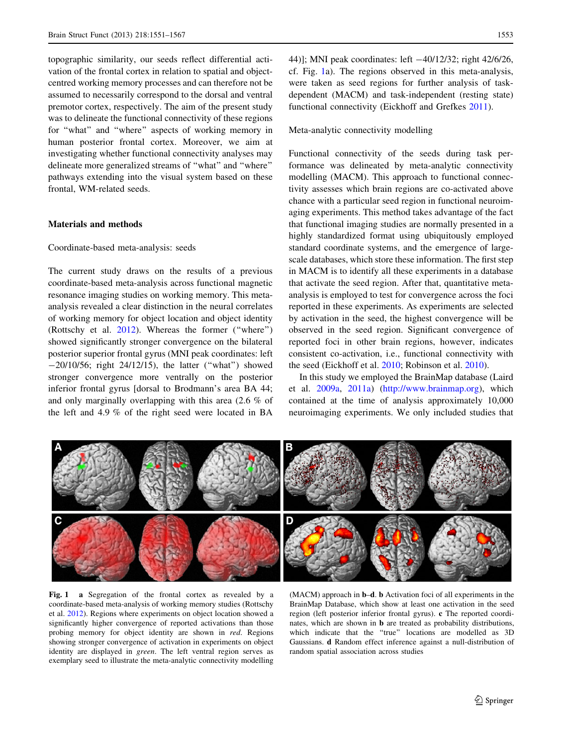topographic similarity, our seeds reflect differential activation of the frontal cortex in relation to spatial and object-centred working memory processes and can therefore not be assumed to necessarily correspond to the dorsal and ventral premotor cortex, respectively. The aim of the present study was to delineate the functional connectivity of these regions for "what" and "where" aspects of working memory in human posterior frontal cortex. Moreover, we aim at investigating whether functional connectivity analyses may delineate more generalized streams of "what" and "where" pathways extending into the visual system based on these frontal, WM-related seeds.

## Materials and methods

### Coordinate-based meta-analysis: seeds

The current study draws on the results of a previous coordinate-based meta-analysis across functional magnetic resonance imaging studies on working memory. This meta-analysis revealed a clear distinction in the neural correlates of working memory for object location and object identity (Rottschy et al. 2012). Whereas the former ("where") showed significantly stronger convergence on the bilateral posterior superior frontal gyrus (MNI peak coordinates: left −20/10/56; right 24/12/15), the latter ("what") showed stronger convergence more ventrally on the posterior inferior frontal gyrus [dorsal to Brodmann's area BA 44; and only marginally overlapping with this area (2.6 % of the left and 4.9 % of the right seed were located in BA 44)]; MNI peak coordinates: left −40/12/32; right 42/6/26, cf. Fig. 1a). The regions observed in this meta-analysis, were taken as seed regions for further analysis of task-dependent (MACM) and task-independent (resting state) functional connectivity (Eickhoff and Grefkes 2011).

### Meta-analytic connectivity modelling

Functional connectivity of the seeds during task performance was delineated by meta-analytic connectivity modelling (MACM). This approach to functional connectivity assesses which brain regions are co-activated above chance with a particular seed region in functional neuroimaging experiments. This method takes advantage of the fact that functional imaging studies are normally presented in a highly standardized format using ubiquitously employed standard coordinate systems, and the emergence of large-scale databases, which store these information. The first step in MACM is to identify all these experiments in a database that activate the seed region. After that, quantitative meta-analysis is employed to test for convergence across the foci reported in these experiments. As experiments are selected by activation in the seed, the highest convergence will be observed in the seed region. Significant convergence of reported foci in other brain regions, however, indicates consistent co-activation, i.e., functional connectivity with the seed (Eickhoff et al. 2010; Robinson et al. 2010).

In this study we employed the BrainMap database (Laird et al. 2009a, 2011a) (http://www.brainmap.org), which contained at the time of analysis approximately 10,000 neuroimaging experiments. We only included studies that

**Fig. 1** **a** Segregation of the frontal cortex as revealed by a coordinate-based meta-analysis of working memory studies (Rottschy et al. 2012). Regions where experiments on object location showed a significantly higher convergence of reported activations than those probing memory for object identity are shown in *red*. Regions showing stronger convergence of activation in experiments on object identity are displayed in *green*. The left ventral region serves as exemplary seed to illustrate the meta-analytic connectivity modelling (MACM) approach in **b**–**d**. **b** Activation foci of all experiments in the BrainMap Database, which show at least one activation in the seed region (left posterior inferior frontal gyrus). **c** The reported coordinates, which are shown in **b** are treated as probability distributions, which indicate that the "true" locations are modelled as 3D Gaussians. **d** Random effect inference against a null-distribution of random spatial association across studies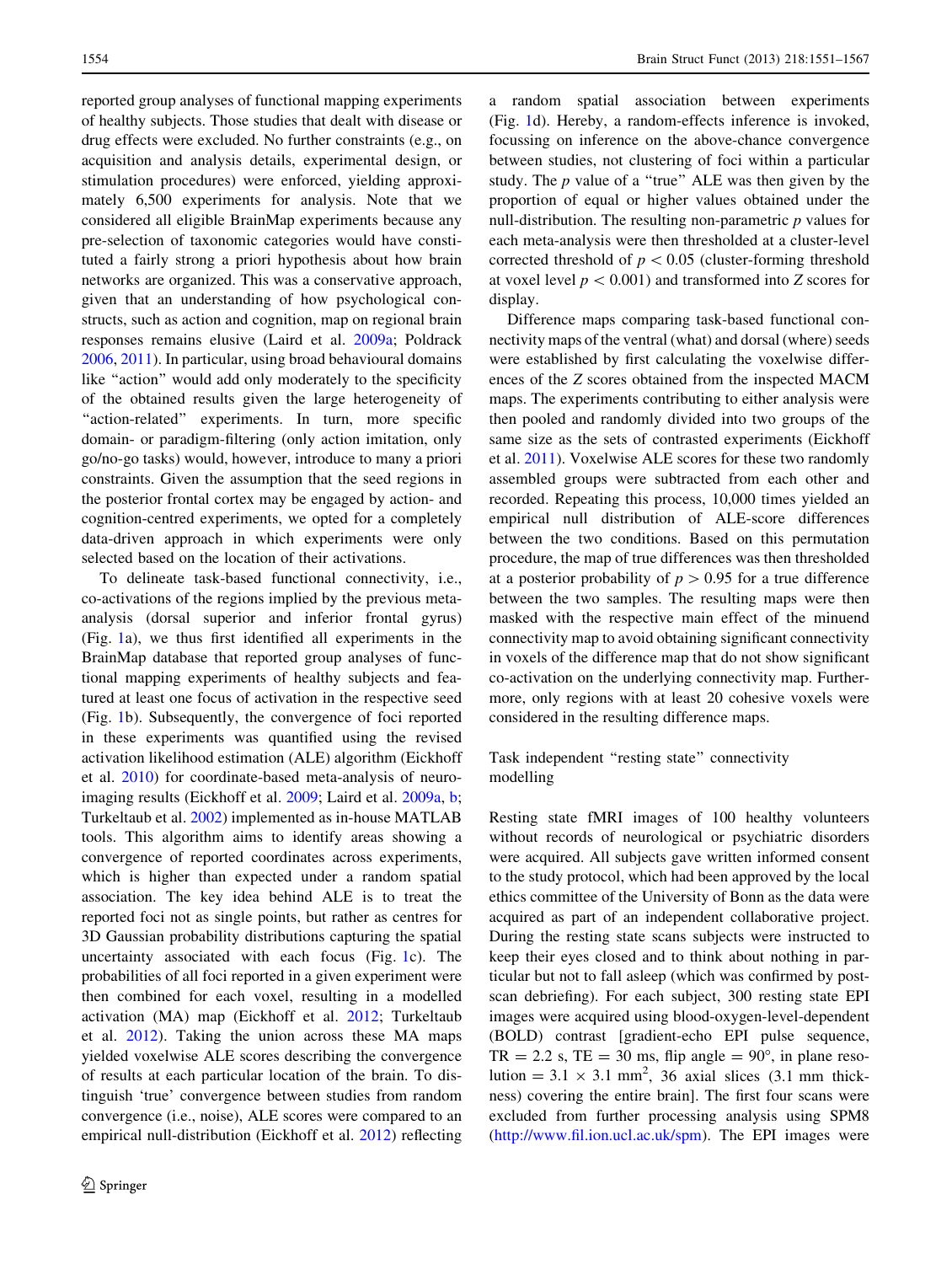reported group analyses of functional mapping experiments of healthy subjects. Those studies that dealt with disease or drug effects were excluded. No further constraints (e.g., on acquisition and analysis details, experimental design, or stimulation procedures) were enforced, yielding approximately 6,500 experiments for analysis. Note that we considered all eligible BrainMap experiments because any pre-selection of taxonomic categories would have constituted a fairly strong a priori hypothesis about how brain networks are organized. This was a conservative approach, given that an understanding of how psychological constructs, such as action and cognition, map on regional brain responses remains elusive (Laird et al. 2009a; Poldrack 2006, 2011). In particular, using broad behavioural domains like "action" would add only moderately to the specificity of the obtained results given the large heterogeneity of "action-related" experiments. In turn, more specific domain- or paradigm-filtering (only action imitation, only go/no-go tasks) would, however, introduce to many a priori constraints. Given the assumption that the seed regions in the posterior frontal cortex may be engaged by action- and cognition-centred experiments, we opted for a completely data-driven approach in which experiments were only selected based on the location of their activations.

To delineate task-based functional connectivity, i.e., co-activations of the regions implied by the previous meta-analysis (dorsal superior and inferior frontal gyrus) (Fig. 1a), we thus first identified all experiments in the BrainMap database that reported group analyses of functional mapping experiments of healthy subjects and featured at least one focus of activation in the respective seed (Fig. 1b). Subsequently, the convergence of foci reported in these experiments was quantified using the revised activation likelihood estimation (ALE) algorithm (Eickhoff et al. 2010) for coordinate-based meta-analysis of neuroimaging results (Eickhoff et al. 2009; Laird et al. 2009a, b; Turkeltaub et al. 2002) implemented as in-house MATLAB tools. This algorithm aims to identify areas showing a convergence of reported coordinates across experiments, which is higher than expected under a random spatial association. The key idea behind ALE is to treat the reported foci not as single points, but rather as centres for 3D Gaussian probability distributions capturing the spatial uncertainty associated with each focus (Fig. 1c). The probabilities of all foci reported in a given experiment were then combined for each voxel, resulting in a modelled activation (MA) map (Eickhoff et al. 2012; Turkeltaub et al. 2012). Taking the union across these MA maps yielded voxelwise ALE scores describing the convergence of results at each particular location of the brain. To distinguish 'true' convergence between studies from random convergence (i.e., noise), ALE scores were compared to an empirical null-distribution (Eickhoff et al. 2012) reflecting a random spatial association between experiments (Fig. 1d). Hereby, a random-effects inference is invoked, focussing on inference on the above-chance convergence between studies, not clustering of foci within a particular study. The $p$ value of a "true" ALE was then given by the proportion of equal or higher values obtained under the null-distribution. The resulting non-parametric $p$ values for each meta-analysis were then thresholded at a cluster-level corrected threshold of $p < 0.05$ (cluster-forming threshold at voxel level $p < 0.001$) and transformed into $Z$ scores for display.

Difference maps comparing task-based functional connectivity maps of the ventral (what) and dorsal (where) seeds were established by first calculating the voxelwise differences of the $Z$ scores obtained from the inspected MACM maps. The experiments contributing to either analysis were then pooled and randomly divided into two groups of the same size as the sets of contrasted experiments (Eickhoff et al. 2011). Voxelwise ALE scores for these two randomly assembled groups were subtracted from each other and recorded. Repeating this process, 10,000 times yielded an empirical null distribution of ALE-score differences between the two conditions. Based on this permutation procedure, the map of true differences was then thresholded at a posterior probability of $p > 0.95$ for a true difference between the two samples. The resulting maps were then masked with the respective main effect of the minuend connectivity map to avoid obtaining significant connectivity in voxels of the difference map that do not show significant co-activation on the underlying connectivity map. Furthermore, only regions with at least 20 cohesive voxels were considered in the resulting difference maps.

## Task independent "resting state" connectivity modelling

Resting state fMRI images of 100 healthy volunteers without records of neurological or psychiatric disorders were acquired. All subjects gave written informed consent to the study protocol, which had been approved by the local ethics committee of the University of Bonn as the data were acquired as part of an independent collaborative project. During the resting state scans subjects were instructed to keep their eyes closed and to think about nothing in particular but not to fall asleep (which was confirmed by post-scan debriefing). For each subject, 300 resting state EPI images were acquired using blood-oxygen-level-dependent (BOLD) contrast [gradient-echo EPI pulse sequence, TR = 2.2 s, TE = 30 ms, flip angle = 90°, in plane resolution = 3.1 × 3.1 mm$^2$, 36 axial slices (3.1 mm thickness) covering the entire brain]. The first four scans were excluded from further processing analysis using SPM8 (http://www.fil.ion.ucl.ac.uk/spm). The EPI images were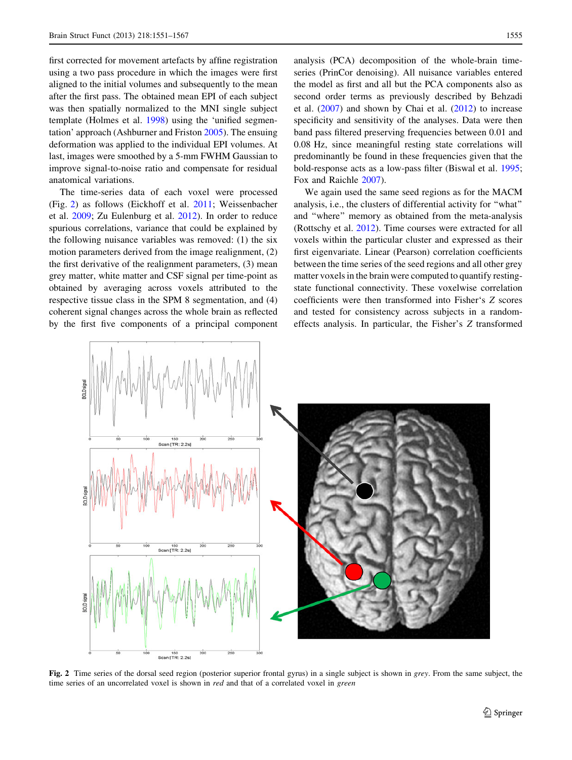first corrected for movement artefacts by affine registration using a two pass procedure in which the images were first aligned to the initial volumes and subsequently to the mean after the first pass. The obtained mean EPI of each subject was then spatially normalized to the MNI single subject template (Holmes et al. 1998) using the 'unified segmentation' approach (Ashburner and Friston 2005). The ensuing deformation was applied to the individual EPI volumes. At last, images were smoothed by a 5-mm FWHM Gaussian to improve signal-to-noise ratio and compensate for residual anatomical variations.

The time-series data of each voxel were processed (Fig. 2) as follows (Eickhoff et al. 2011; Weissenbacher et al. 2009; Zu Eulenburg et al. 2012). In order to reduce spurious correlations, variance that could be explained by the following nuisance variables was removed: (1) the six motion parameters derived from the image realignment, (2) the first derivative of the realignment parameters, (3) mean grey matter, white matter and CSF signal per time-point as obtained by averaging across voxels attributed to the respective tissue class in the SPM 8 segmentation, and (4) coherent signal changes across the whole brain as reflected by the first five components of a principal component analysis (PCA) decomposition of the whole-brain time-series (PrinCor denoising). All nuisance variables entered the model as first and all but the PCA components also as second order terms as previously described by Behzadi et al. (2007) and shown by Chai et al. (2012) to increase specificity and sensitivity of the analyses. Data were then band pass filtered preserving frequencies between 0.01 and 0.08 Hz, since meaningful resting state correlations will predominantly be found in these frequencies given that the bold-response acts as a low-pass filter (Biswal et al. 1995; Fox and Raichle 2007).

We again used the same seed regions as for the MACM analysis, i.e., the clusters of differential activity for "what" and "where" memory as obtained from the meta-analysis (Rottschy et al. 2012). Time courses were extracted for all voxels within the particular cluster and expressed as their first eigenvariate. Linear (Pearson) correlation coefficients between the time series of the seed regions and all other grey matter voxels in the brain were computed to quantify resting-state functional connectivity. These voxelwise correlation coefficients were then transformed into Fisher's *Z* scores and tested for consistency across subjects in a random-effects analysis. In particular, the Fisher's *Z* transformed

**Fig. 2** Time series of the dorsal seed region (posterior superior frontal gyrus) in a single subject is shown in *grey*. From the same subject, the time series of an uncorrelated voxel is shown in *red* and that of a correlated voxel in *green*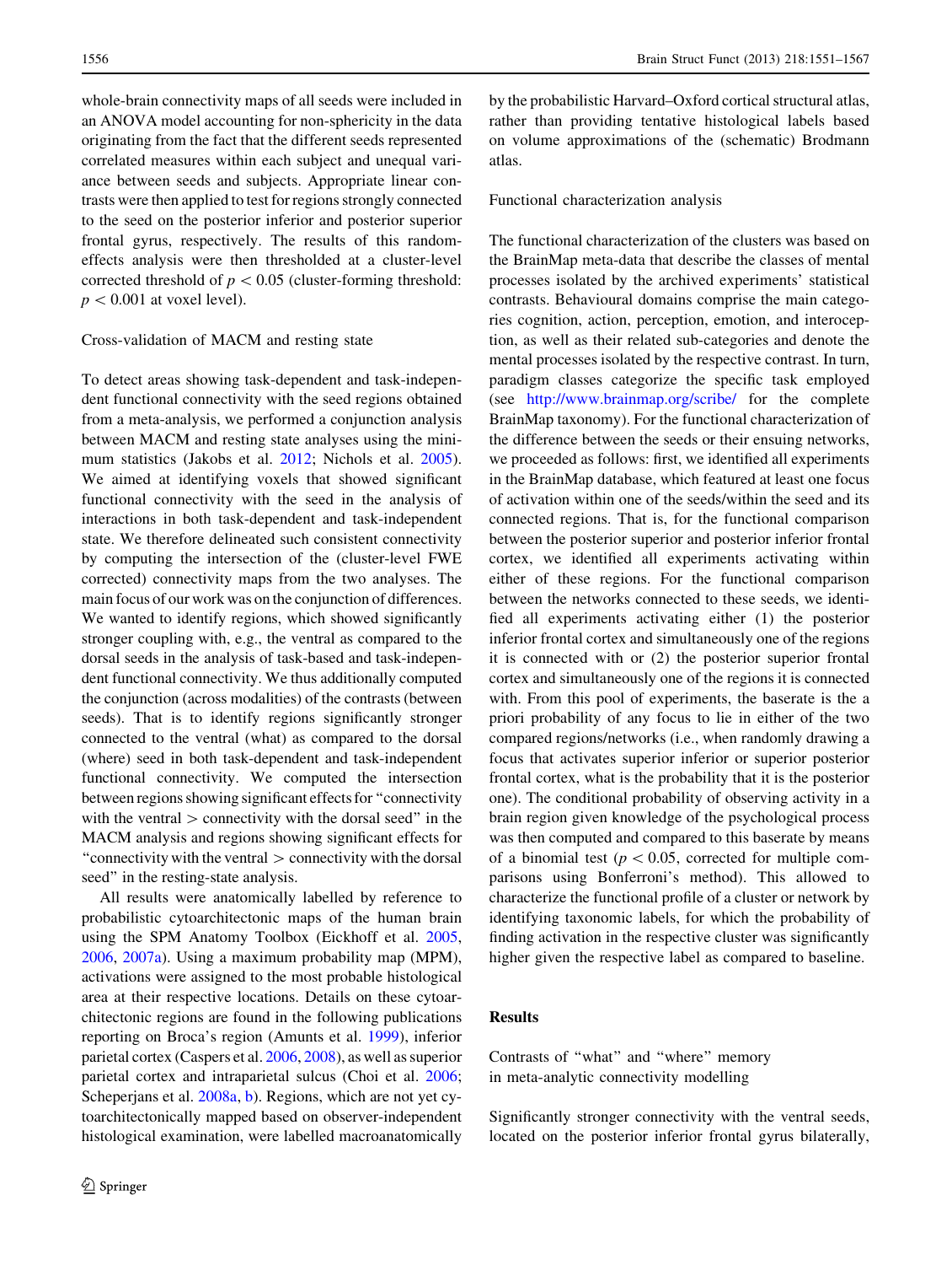whole-brain connectivity maps of all seeds were included in an ANOVA model accounting for non-sphericity in the data originating from the fact that the different seeds represented correlated measures within each subject and unequal variance between seeds and subjects. Appropriate linear contrasts were then applied to test for regions strongly connected to the seed on the posterior inferior and posterior superior frontal gyrus, respectively. The results of this random-effects analysis were then thresholded at a cluster-level corrected threshold of $p < 0.05$ (cluster-forming threshold: $p < 0.001$ at voxel level).

### Cross-validation of MACM and resting state

To detect areas showing task-dependent and task-independent functional connectivity with the seed regions obtained from a meta-analysis, we performed a conjunction analysis between MACM and resting state analyses using the minimum statistics (Jakobs et al. 2012; Nichols et al. 2005). We aimed at identifying voxels that showed significant functional connectivity with the seed in the analysis of interactions in both task-dependent and task-independent state. We therefore delineated such consistent connectivity by computing the intersection of the (cluster-level FWE corrected) connectivity maps from the two analyses. The main focus of our work was on the conjunction of differences. We wanted to identify regions, which showed significantly stronger coupling with, e.g., the ventral as compared to the dorsal seeds in the analysis of task-based and task-independent functional connectivity. We thus additionally computed the conjunction (across modalities) of the contrasts (between seeds). That is to identify regions significantly stronger connected to the ventral (what) as compared to the dorsal (where) seed in both task-dependent and task-independent functional connectivity. We computed the intersection between regions showing significant effects for "connectivity with the ventral > connectivity with the dorsal seed" in the MACM analysis and regions showing significant effects for "connectivity with the ventral > connectivity with the dorsal seed" in the resting-state analysis.

All results were anatomically labelled by reference to probabilistic cytoarchitectonic maps of the human brain using the SPM Anatomy Toolbox (Eickhoff et al. 2005, 2006, 2007a). Using a maximum probability map (MPM), activations were assigned to the most probable histological area at their respective locations. Details on these cytoarchitectonic regions are found in the following publications reporting on Broca's region (Amunts et al. 1999), inferior parietal cortex (Caspers et al. 2006, 2008), as well as superior parietal cortex and intraparietal sulcus (Choi et al. 2006; Scheperjans et al. 2008a, b). Regions, which are not yet cytoarchitectonically mapped based on observer-independent histological examination, were labelled macroanatomically by the probabilistic Harvard–Oxford cortical structural atlas, rather than providing tentative histological labels based on volume approximations of the (schematic) Brodmann atlas.

### Functional characterization analysis

The functional characterization of the clusters was based on the BrainMap meta-data that describe the classes of mental processes isolated by the archived experiments' statistical contrasts. Behavioural domains comprise the main categories cognition, action, perception, emotion, and interoception, as well as their related sub-categories and denote the mental processes isolated by the respective contrast. In turn, paradigm classes categorize the specific task employed (see http://www.brainmap.org/scribe/ for the complete BrainMap taxonomy). For the functional characterization of the difference between the seeds or their ensuing networks, we proceeded as follows: first, we identified all experiments in the BrainMap database, which featured at least one focus of activation within one of the seeds/within the seed and its connected regions. That is, for the functional comparison between the posterior superior and posterior inferior frontal cortex, we identified all experiments activating within either of these regions. For the functional comparison between the networks connected to these seeds, we identified all experiments activating either (1) the posterior inferior frontal cortex and simultaneously one of the regions it is connected with or (2) the posterior superior frontal cortex and simultaneously one of the regions it is connected with. From this pool of experiments, the baserate is the a priori probability of any focus to lie in either of the two compared regions/networks (i.e., when randomly drawing a focus that activates superior inferior or superior posterior frontal cortex, what is the probability that it is the posterior one). The conditional probability of observing activity in a brain region given knowledge of the psychological process was then computed and compared to this baserate by means of a binomial test ($p < 0.05$, corrected for multiple comparisons using Bonferroni's method). This allowed to characterize the functional profile of a cluster or network by identifying taxonomic labels, for which the probability of finding activation in the respective cluster was significantly higher given the respective label as compared to baseline.

## Results

### Contrasts of "what" and "where" memory in meta-analytic connectivity modelling

Significantly stronger connectivity with the ventral seeds, located on the posterior inferior frontal gyrus bilaterally,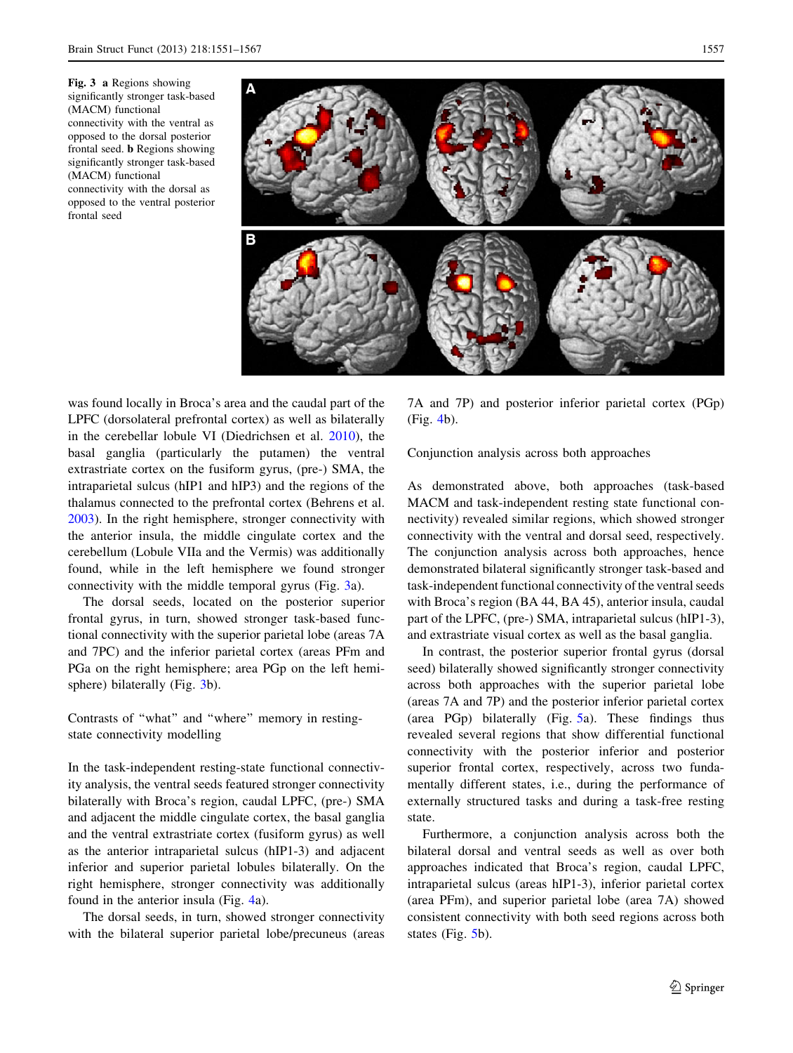**Fig. 3** **a** Regions showing significantly stronger task-based (MACM) functional connectivity with the ventral as opposed to the dorsal posterior frontal seed. **b** Regions showing significantly stronger task-based (MACM) functional connectivity with the dorsal as opposed to the ventral posterior frontal seed

was found locally in Broca's area and the caudal part of the LPFC (dorsolateral prefrontal cortex) as well as bilaterally in the cerebellar lobule VI (Diedrichsen et al. 2010), the basal ganglia (particularly the putamen) the ventral extrastriate cortex on the fusiform gyrus, (pre-) SMA, the intraparietal sulcus (hIP1 and hIP3) and the regions of the thalamus connected to the prefrontal cortex (Behrens et al. 2003). In the right hemisphere, stronger connectivity with the anterior insula, the middle cingulate cortex and the cerebellum (Lobule VIIa and the Vermis) was additionally found, while in the left hemisphere we found stronger connectivity with the middle temporal gyrus (Fig. 3a).

The dorsal seeds, located on the posterior superior frontal gyrus, in turn, showed stronger task-based functional connectivity with the superior parietal lobe (areas 7A and 7PC) and the inferior parietal cortex (areas PFm and PGa on the right hemisphere; area PGp on the left hemisphere) bilaterally (Fig. 3b).

### Contrasts of "what" and "where" memory in resting-state connectivity modelling

In the task-independent resting-state functional connectivity analysis, the ventral seeds featured stronger connectivity bilaterally with Broca's region, caudal LPFC, (pre-) SMA and adjacent the middle cingulate cortex, the basal ganglia and the ventral extrastriate cortex (fusiform gyrus) as well as the anterior intraparietal sulcus (hIP1-3) and adjacent inferior and superior parietal lobules bilaterally. On the right hemisphere, stronger connectivity was additionally found in the anterior insula (Fig. 4a).

The dorsal seeds, in turn, showed stronger connectivity with the bilateral superior parietal lobe/precuneus (areas 7A and 7P) and posterior inferior parietal cortex (PGp) (Fig. 4b).

### Conjunction analysis across both approaches

As demonstrated above, both approaches (task-based MACM and task-independent resting state functional connectivity) revealed similar regions, which showed stronger connectivity with the ventral and dorsal seed, respectively. The conjunction analysis across both approaches, hence demonstrated bilateral significantly stronger task-based and task-independent functional connectivity of the ventral seeds with Broca's region (BA 44, BA 45), anterior insula, caudal part of the LPFC, (pre-) SMA, intraparietal sulcus (hIP1-3), and extrastriate visual cortex as well as the basal ganglia.

In contrast, the posterior superior frontal gyrus (dorsal seed) bilaterally showed significantly stronger connectivity across both approaches with the superior parietal lobe (areas 7A and 7P) and the posterior inferior parietal cortex (area PGp) bilaterally (Fig. 5a). These findings thus revealed several regions that show differential functional connectivity with the posterior inferior and posterior superior frontal cortex, respectively, across two fundamentally different states, i.e., during the performance of externally structured tasks and during a task-free resting state.

Furthermore, a conjunction analysis across both the bilateral dorsal and ventral seeds as well as over both approaches indicated that Broca's region, caudal LPFC, intraparietal sulcus (areas hIP1-3), inferior parietal cortex (area PFm), and superior parietal lobe (area 7A) showed consistent connectivity with both seed regions across both states (Fig. 5b).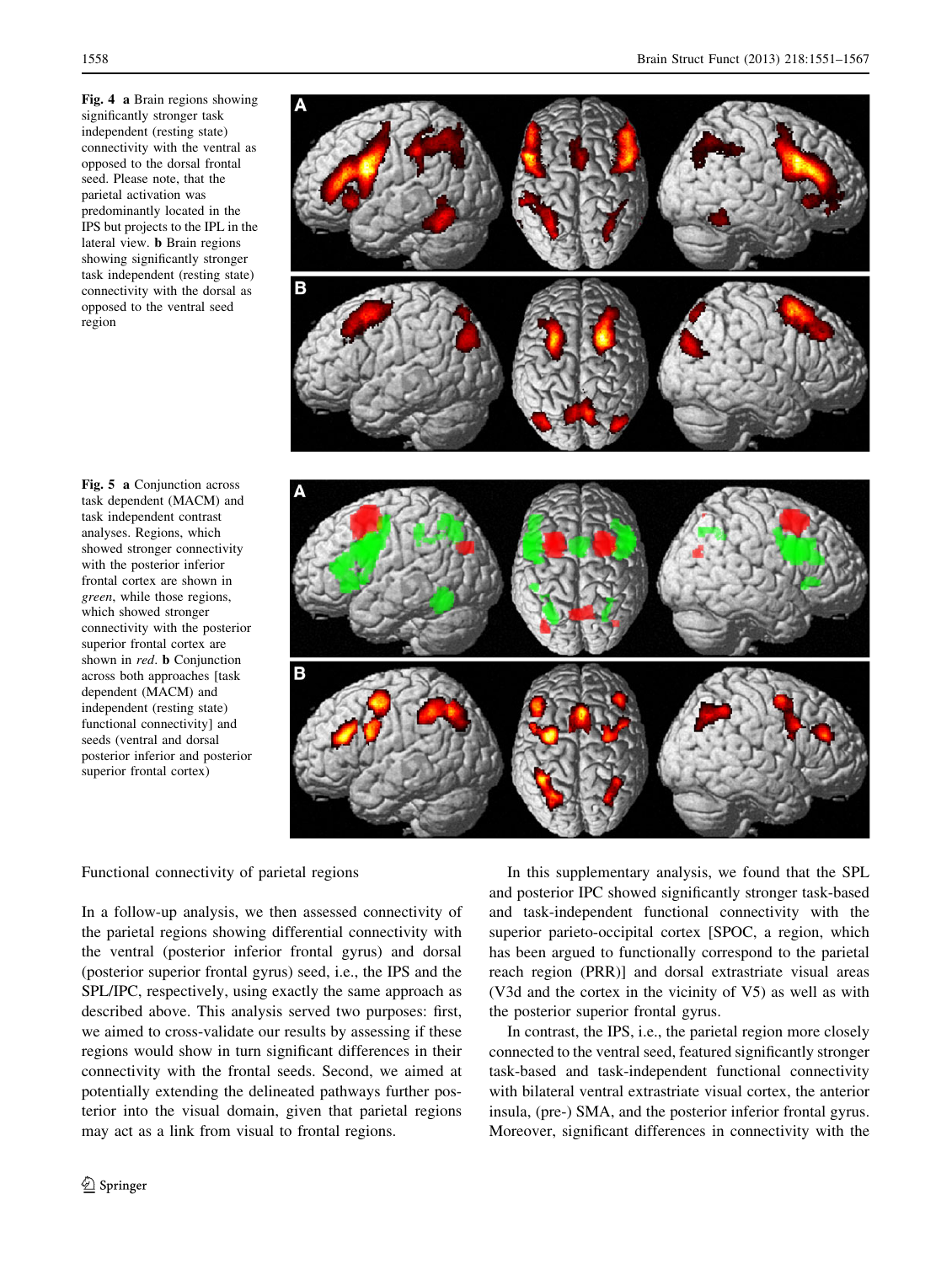**Fig. 4** **a** Brain regions showing significantly stronger task independent (resting state) connectivity with the ventral as opposed to the dorsal frontal seed. Please note, that the parietal activation was predominantly located in the IPS but projects to the IPL in the lateral view. **b** Brain regions showing significantly stronger task independent (resting state) connectivity with the dorsal as opposed to the ventral seed region

**Fig. 5** **a** Conjunction across task dependent (MACM) and task independent contrast analyses. Regions, which showed stronger connectivity with the posterior inferior frontal cortex are shown in *green*, while those regions, which showed stronger connectivity with the posterior superior frontal cortex are shown in *red*. **b** Conjunction across both approaches [task dependent (MACM) and independent (resting state) functional connectivity] and seeds (ventral and dorsal posterior inferior and posterior superior frontal cortex)

Functional connectivity of parietal regions

In a follow-up analysis, we then assessed connectivity of the parietal regions showing differential connectivity with the ventral (posterior inferior frontal gyrus) and dorsal (posterior superior frontal gyrus) seed, i.e., the IPS and the SPL/IPC, respectively, using exactly the same approach as described above. This analysis served two purposes: first, we aimed to cross-validate our results by assessing if these regions would show in turn significant differences in their connectivity with the frontal seeds. Second, we aimed at potentially extending the delineated pathways further posterior into the visual domain, given that parietal regions may act as a link from visual to frontal regions.

In this supplementary analysis, we found that the SPL and posterior IPC showed significantly stronger task-based and task-independent functional connectivity with the superior parieto-occipital cortex [SPOC, a region, which has been argued to functionally correspond to the parietal reach region (PRR)] and dorsal extrastriate visual areas (V3d and the cortex in the vicinity of V5) as well as with the posterior superior frontal gyrus.

In contrast, the IPS, i.e., the parietal region more closely connected to the ventral seed, featured significantly stronger task-based and task-independent functional connectivity with bilateral ventral extrastriate visual cortex, the anterior insula, (pre-) SMA, and the posterior inferior frontal gyrus. Moreover, significant differences in connectivity with the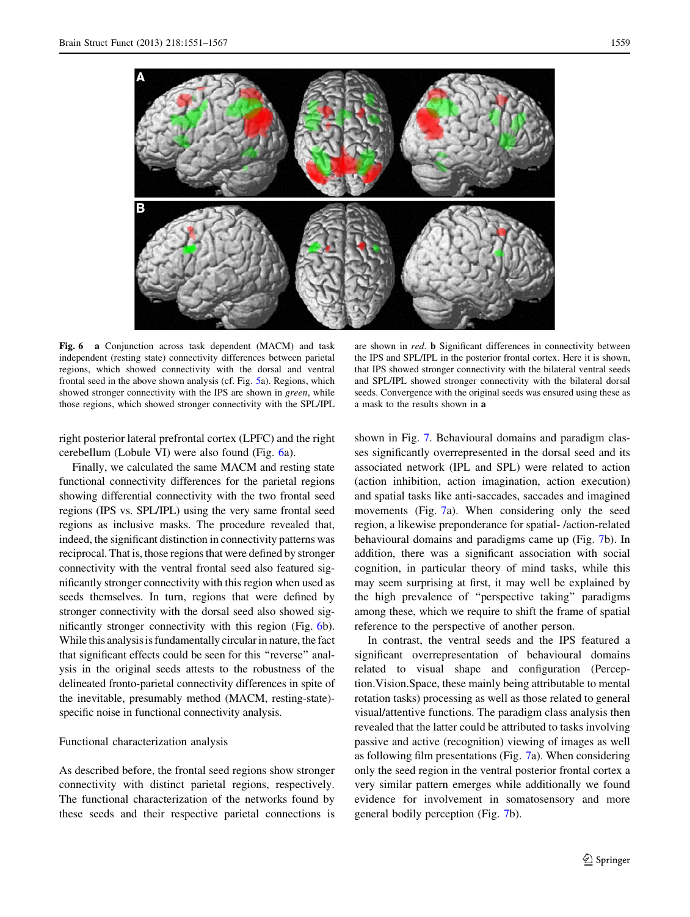**Fig. 6** **a** Conjunction across task dependent (MACM) and task independent (resting state) connectivity differences between parietal regions, which showed connectivity with the dorsal and ventral frontal seed in the above shown analysis (cf. Fig. 5a). Regions, which showed stronger connectivity with the IPS are shown in *green*, while those regions, which showed stronger connectivity with the SPL/IPL are shown in *red*. **b** Significant differences in connectivity between the IPS and SPL/IPL in the posterior frontal cortex. Here it is shown, that IPS showed stronger connectivity with the bilateral ventral seeds and SPL/IPL showed stronger connectivity with the bilateral dorsal seeds. Convergence with the original seeds was ensured using these as a mask to the results shown in **a**

right posterior lateral prefrontal cortex (LPFC) and the right cerebellum (Lobule VI) were also found (Fig. 6a).

Finally, we calculated the same MACM and resting state functional connectivity differences for the parietal regions showing differential connectivity with the two frontal seed regions (IPS vs. SPL/IPL) using the very same frontal seed regions as inclusive masks. The procedure revealed that, indeed, the significant distinction in connectivity patterns was reciprocal. That is, those regions that were defined by stronger connectivity with the ventral frontal seed also featured significantly stronger connectivity with this region when used as seeds themselves. In turn, regions that were defined by stronger connectivity with the dorsal seed also showed significantly stronger connectivity with this region (Fig. 6b). While this analysis is fundamentally circular in nature, the fact that significant effects could be seen for this "reverse" analysis in the original seeds attests to the robustness of the delineated fronto-parietal connectivity differences in spite of the inevitable, presumably method (MACM, resting-state)-specific noise in functional connectivity analysis.

### Functional characterization analysis

As described before, the frontal seed regions show stronger connectivity with distinct parietal regions, respectively. The functional characterization of the networks found by these seeds and their respective parietal connections is shown in Fig. 7. Behavioural domains and paradigm classes significantly overrepresented in the dorsal seed and its associated network (IPL and SPL) were related to action (action inhibition, action imagination, action execution) and spatial tasks like anti-saccades, saccades and imagined movements (Fig. 7a). When considering only the seed region, a likewise preponderance for spatial- /action-related behavioural domains and paradigms came up (Fig. 7b). In addition, there was a significant association with social cognition, in particular theory of mind tasks, while this may seem surprising at first, it may well be explained by the high prevalence of "perspective taking" paradigms among these, which we require to shift the frame of spatial reference to the perspective of another person.

In contrast, the ventral seeds and the IPS featured a significant overrepresentation of behavioural domains related to visual shape and configuration (Perception.Vision.Space, these mainly being attributable to mental rotation tasks) processing as well as those related to general visual/attentive functions. The paradigm class analysis then revealed that the latter could be attributed to tasks involving passive and active (recognition) viewing of images as well as following film presentations (Fig. 7a). When considering only the seed region in the ventral posterior frontal cortex a very similar pattern emerges while additionally we found evidence for involvement in somatosensory and more general bodily perception (Fig. 7b).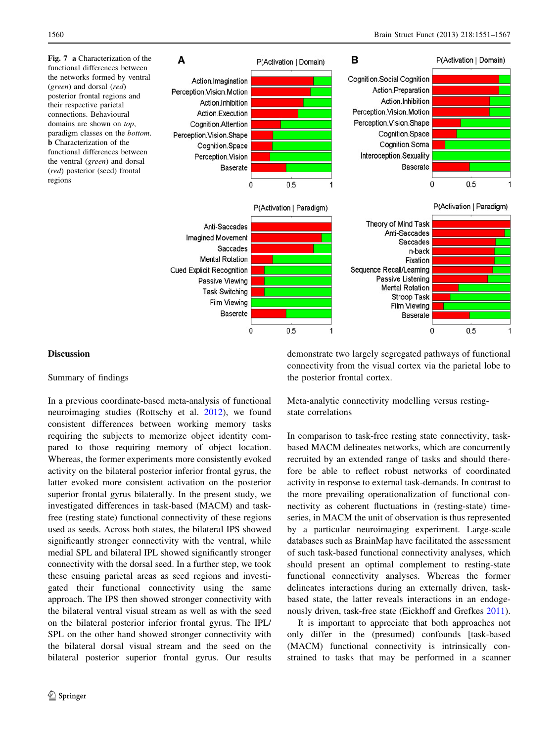**Fig. 7** **a** Characterization of the functional differences between the networks formed by ventral (*green*) and dorsal (*red*) posterior frontal regions and their respective parietal connections. Behavioural domains are shown on *top*, paradigm classes on the *bottom*. **b** Characterization of the functional differences between the ventral (*green*) and dorsal (*red*) posterior (seed) frontal regions

## Discussion

### Summary of findings

In a previous coordinate-based meta-analysis of functional neuroimaging studies (Rottschy et al. 2012), we found consistent differences between working memory tasks requiring the subjects to memorize object identity compared to those requiring memory of object location. Whereas, the former experiments more consistently evoked activity on the bilateral posterior inferior frontal gyrus, the latter evoked more consistent activation on the posterior superior frontal gyrus bilaterally. In the present study, we investigated differences in task-based (MACM) and task-free (resting state) functional connectivity of these regions used as seeds. Across both states, the bilateral IPS showed significantly stronger connectivity with the ventral, while medial SPL and bilateral IPL showed significantly stronger connectivity with the dorsal seed. In a further step, we took these ensuing parietal areas as seed regions and investigated their functional connectivity using the same approach. The IPS then showed stronger connectivity with the bilateral ventral visual stream as well as with the seed on the bilateral posterior inferior frontal gyrus. The IPL/SPL on the other hand showed stronger connectivity with the bilateral dorsal visual stream and the seed on the bilateral posterior superior frontal gyrus. Our results demonstrate two largely segregated pathways of functional connectivity from the visual cortex via the parietal lobe to the posterior frontal cortex.

### Meta-analytic connectivity modelling versus resting-state correlations

In comparison to task-free resting state connectivity, task-based MACM delineates networks, which are concurrently recruited by an extended range of tasks and should therefore be able to reflect robust networks of coordinated activity in response to external task-demands. In contrast to the more prevailing operationalization of functional connectivity as coherent fluctuations in (resting-state) time-series, in MACM the unit of observation is thus represented by a particular neuroimaging experiment. Large-scale databases such as BrainMap have facilitated the assessment of such task-based functional connectivity analyses, which should present an optimal complement to resting-state functional connectivity analyses. Whereas the former delineates interactions during an externally driven, task-based state, the latter reveals interactions in an endogenously driven, task-free state (Eickhoff and Grefkes 2011).

It is important to appreciate that both approaches not only differ in the (presumed) confounds [task-based (MACM) functional connectivity is intrinsically constrained to tasks that may be performed in a scanner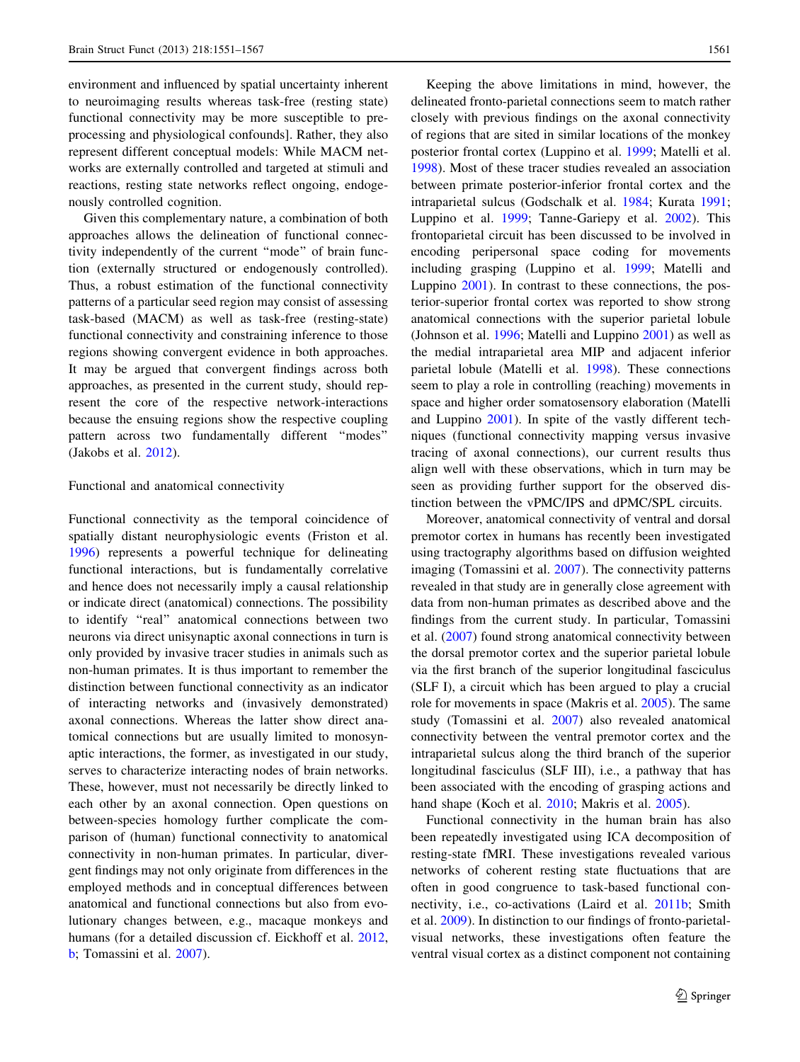environment and influenced by spatial uncertainty inherent to neuroimaging results whereas task-free (resting state) functional connectivity may be more susceptible to preprocessing and physiological confounds]. Rather, they also represent different conceptual models: While MACM networks are externally controlled and targeted at stimuli and reactions, resting state networks reflect ongoing, endogenously controlled cognition.

Given this complementary nature, a combination of both approaches allows the delineation of functional connectivity independently of the current "mode" of brain function (externally structured or endogenously controlled). Thus, a robust estimation of the functional connectivity patterns of a particular seed region may consist of assessing task-based (MACM) as well as task-free (resting-state) functional connectivity and constraining inference to those regions showing convergent evidence in both approaches. It may be argued that convergent findings across both approaches, as presented in the current study, should represent the core of the respective network-interactions because the ensuing regions show the respective coupling pattern across two fundamentally different "modes" (Jakobs et al. 2012).

## Functional and anatomical connectivity

Functional connectivity as the temporal coincidence of spatially distant neurophysiologic events (Friston et al. 1996) represents a powerful technique for delineating functional interactions, but is fundamentally correlative and hence does not necessarily imply a causal relationship or indicate direct (anatomical) connections. The possibility to identify "real" anatomical connections between two neurons via direct unisynaptic axonal connections in turn is only provided by invasive tracer studies in animals such as non-human primates. It is thus important to remember the distinction between functional connectivity as an indicator of interacting networks and (invasively demonstrated) axonal connections. Whereas the latter show direct anatomical connections but are usually limited to monosynaptic interactions, the former, as investigated in our study, serves to characterize interacting nodes of brain networks. These, however, must not necessarily be directly linked to each other by an axonal connection. Open questions on between-species homology further complicate the comparison of (human) functional connectivity to anatomical connectivity in non-human primates. In particular, divergent findings may not only originate from differences in the employed methods and in conceptual differences between anatomical and functional connections but also from evolutionary changes between, e.g., macaque monkeys and humans (for a detailed discussion cf. Eickhoff et al. 2012, b; Tomassini et al. 2007).

Keeping the above limitations in mind, however, the delineated fronto-parietal connections seem to match rather closely with previous findings on the axonal connectivity of regions that are sited in similar locations of the monkey posterior frontal cortex (Luppino et al. 1999; Matelli et al. 1998). Most of these tracer studies revealed an association between primate posterior-inferior frontal cortex and the intraparietal sulcus (Godschalk et al. 1984; Kurata 1991; Luppino et al. 1999; Tanne-Gariepy et al. 2002). This frontoparietal circuit has been discussed to be involved in encoding peripersonal space coding for movements including grasping (Luppino et al. 1999; Matelli and Luppino 2001). In contrast to these connections, the posterior-superior frontal cortex was reported to show strong anatomical connections with the superior parietal lobule (Johnson et al. 1996; Matelli and Luppino 2001) as well as the medial intraparietal area MIP and adjacent inferior parietal lobule (Matelli et al. 1998). These connections seem to play a role in controlling (reaching) movements in space and higher order somatosensory elaboration (Matelli and Luppino 2001). In spite of the vastly different techniques (functional connectivity mapping versus invasive tracing of axonal connections), our current results thus align well with these observations, which in turn may be seen as providing further support for the observed distinction between the vPMC/IPS and dPMC/SPL circuits.

Moreover, anatomical connectivity of ventral and dorsal premotor cortex in humans has recently been investigated using tractography algorithms based on diffusion weighted imaging (Tomassini et al. 2007). The connectivity patterns revealed in that study are in generally close agreement with data from non-human primates as described above and the findings from the current study. In particular, Tomassini et al. (2007) found strong anatomical connectivity between the dorsal premotor cortex and the superior parietal lobule via the first branch of the superior longitudinal fasciculus (SLF I), a circuit which has been argued to play a crucial role for movements in space (Makris et al. 2005). The same study (Tomassini et al. 2007) also revealed anatomical connectivity between the ventral premotor cortex and the intraparietal sulcus along the third branch of the superior longitudinal fasciculus (SLF III), i.e., a pathway that has been associated with the encoding of grasping actions and hand shape (Koch et al. 2010; Makris et al. 2005).

Functional connectivity in the human brain has also been repeatedly investigated using ICA decomposition of resting-state fMRI. These investigations revealed various networks of coherent resting state fluctuations that are often in good congruence to task-based functional connectivity, i.e., co-activations (Laird et al. 2011b; Smith et al. 2009). In distinction to our findings of fronto-parietal-visual networks, these investigations often feature the ventral visual cortex as a distinct component not containing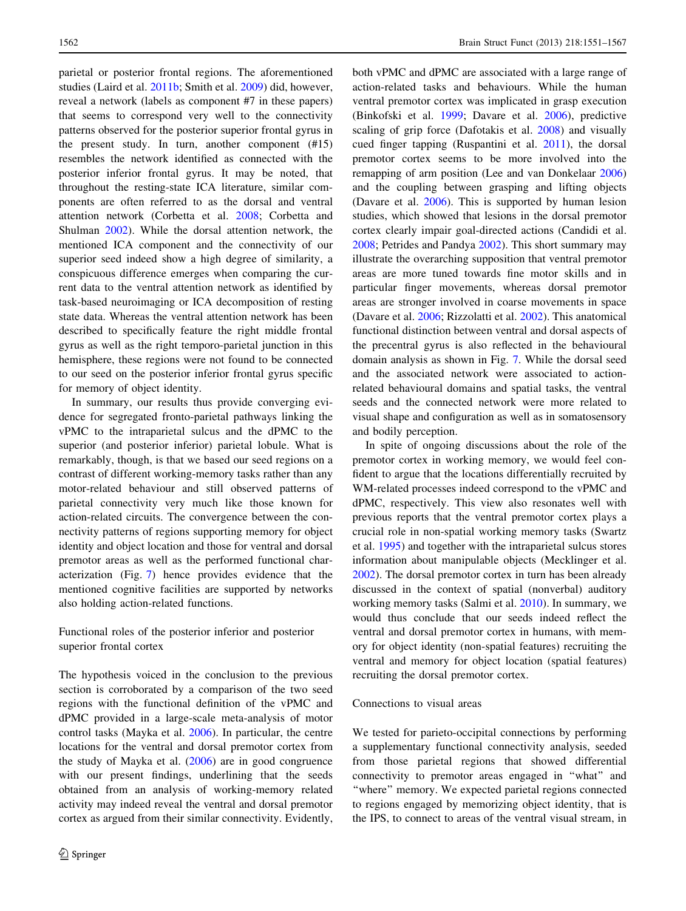parietal or posterior frontal regions. The aforementioned studies (Laird et al. 2011b; Smith et al. 2009) did, however, reveal a network (labels as component #7 in these papers) that seems to correspond very well to the connectivity patterns observed for the posterior superior frontal gyrus in the present study. In turn, another component (#15) resembles the network identified as connected with the posterior inferior frontal gyrus. It may be noted, that throughout the resting-state ICA literature, similar components are often referred to as the dorsal and ventral attention network (Corbetta et al. 2008; Corbetta and Shulman 2002). While the dorsal attention network, the mentioned ICA component and the connectivity of our superior seed indeed show a high degree of similarity, a conspicuous difference emerges when comparing the current data to the ventral attention network as identified by task-based neuroimaging or ICA decomposition of resting state data. Whereas the ventral attention network has been described to specifically feature the right middle frontal gyrus as well as the right temporo-parietal junction in this hemisphere, these regions were not found to be connected to our seed on the posterior inferior frontal gyrus specific for memory of object identity.

In summary, our results thus provide converging evidence for segregated fronto-parietal pathways linking the vPMC to the intraparietal sulcus and the dPMC to the superior (and posterior inferior) parietal lobule. What is remarkably, though, is that we based our seed regions on a contrast of different working-memory tasks rather than any motor-related behaviour and still observed patterns of parietal connectivity very much like those known for action-related circuits. The convergence between the connectivity patterns of regions supporting memory for object identity and object location and those for ventral and dorsal premotor areas as well as the performed functional characterization (Fig. 7) hence provides evidence that the mentioned cognitive facilities are supported by networks also holding action-related functions.

## Functional roles of the posterior inferior and posterior superior frontal cortex

The hypothesis voiced in the conclusion to the previous section is corroborated by a comparison of the two seed regions with the functional definition of the vPMC and dPMC provided in a large-scale meta-analysis of motor control tasks (Mayka et al. 2006). In particular, the centre locations for the ventral and dorsal premotor cortex from the study of Mayka et al. (2006) are in good congruence with our present findings, underlining that the seeds obtained from an analysis of working-memory related activity may indeed reveal the ventral and dorsal premotor cortex as argued from their similar connectivity. Evidently, both vPMC and dPMC are associated with a large range of action-related tasks and behaviours. While the human ventral premotor cortex was implicated in grasp execution (Binkofski et al. 1999; Davare et al. 2006), predictive scaling of grip force (Dafotakis et al. 2008) and visually cued finger tapping (Ruspantini et al. 2011), the dorsal premotor cortex seems to be more involved into the remapping of arm position (Lee and van Donkelaar 2006) and the coupling between grasping and lifting objects (Davare et al. 2006). This is supported by human lesion studies, which showed that lesions in the dorsal premotor cortex clearly impair goal-directed actions (Candidi et al. 2008; Petrides and Pandya 2002). This short summary may illustrate the overarching supposition that ventral premotor areas are more tuned towards fine motor skills and in particular finger movements, whereas dorsal premotor areas are stronger involved in coarse movements in space (Davare et al. 2006; Rizzolatti et al. 2002). This anatomical functional distinction between ventral and dorsal aspects of the precentral gyrus is also reflected in the behavioural domain analysis as shown in Fig. 7. While the dorsal seed and the associated network were associated to action-related behavioural domains and spatial tasks, the ventral seeds and the connected network were more related to visual shape and configuration as well as in somatosensory and bodily perception.

In spite of ongoing discussions about the role of the premotor cortex in working memory, we would feel confident to argue that the locations differentially recruited by WM-related processes indeed correspond to the vPMC and dPMC, respectively. This view also resonates well with previous reports that the ventral premotor cortex plays a crucial role in non-spatial working memory tasks (Swartz et al. 1995) and together with the intraparietal sulcus stores information about manipulable objects (Mecklinger et al. 2002). The dorsal premotor cortex in turn has been already discussed in the context of spatial (nonverbal) auditory working memory tasks (Salmi et al. 2010). In summary, we would thus conclude that our seeds indeed reflect the ventral and dorsal premotor cortex in humans, with memory for object identity (non-spatial features) recruiting the ventral and memory for object location (spatial features) recruiting the dorsal premotor cortex.

## Connections to visual areas

We tested for parieto-occipital connections by performing a supplementary functional connectivity analysis, seeded from those parietal regions that showed differential connectivity to premotor areas engaged in "what" and "where" memory. We expected parietal regions connected to regions engaged by memorizing object identity, that is the IPS, to connect to areas of the ventral visual stream, in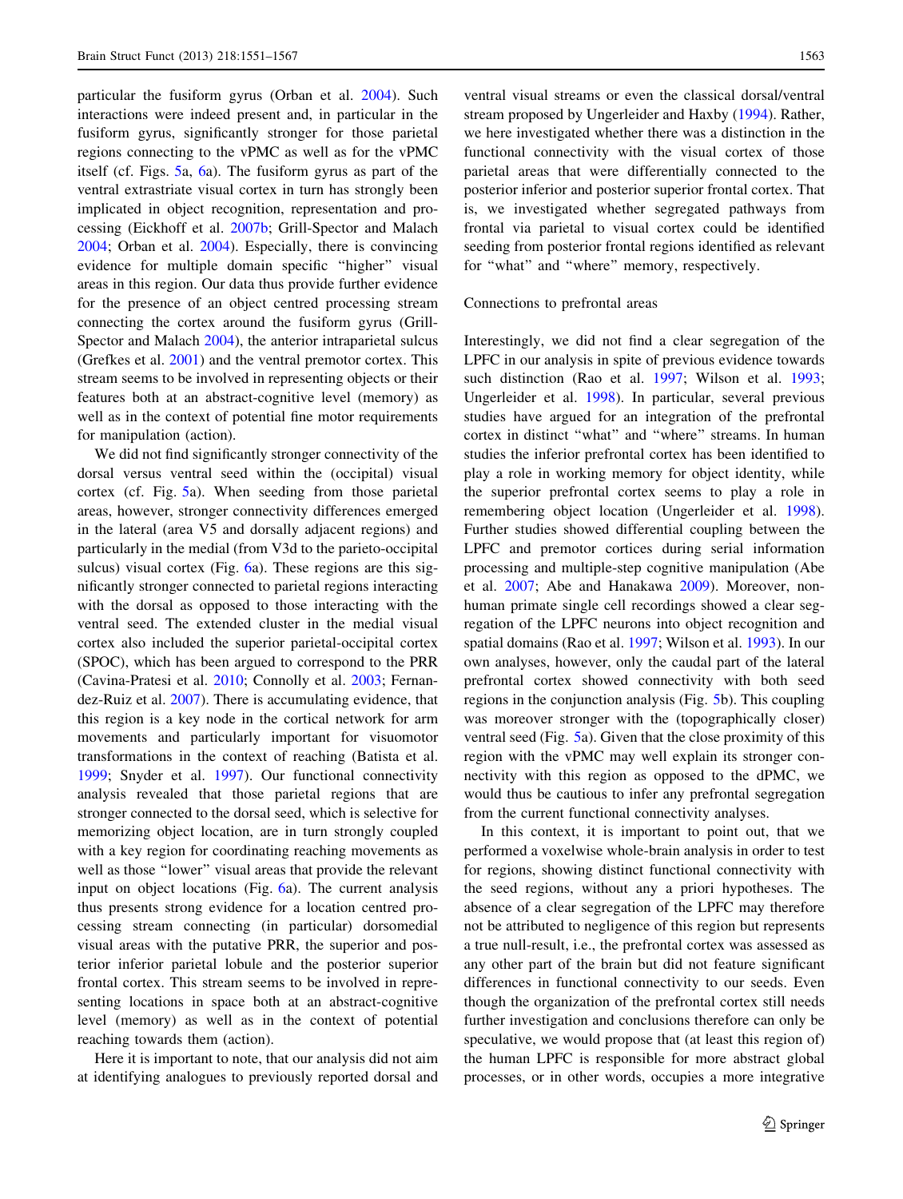particular the fusiform gyrus (Orban et al. 2004). Such interactions were indeed present and, in particular in the fusiform gyrus, significantly stronger for those parietal regions connecting to the vPMC as well as for the vPMC itself (cf. Figs. 5a, 6a). The fusiform gyrus as part of the ventral extrastriate visual cortex in turn has strongly been implicated in object recognition, representation and processing (Eickhoff et al. 2007b; Grill-Spector and Malach 2004; Orban et al. 2004). Especially, there is convincing evidence for multiple domain specific "higher" visual areas in this region. Our data thus provide further evidence for the presence of an object centred processing stream connecting the cortex around the fusiform gyrus (Grill-Spector and Malach 2004), the anterior intraparietal sulcus (Grefkes et al. 2001) and the ventral premotor cortex. This stream seems to be involved in representing objects or their features both at an abstract-cognitive level (memory) as well as in the context of potential fine motor requirements for manipulation (action).

We did not find significantly stronger connectivity of the dorsal versus ventral seed within the (occipital) visual cortex (cf. Fig. 5a). When seeding from those parietal areas, however, stronger connectivity differences emerged in the lateral (area V5 and dorsally adjacent regions) and particularly in the medial (from V3d to the parieto-occipital sulcus) visual cortex (Fig. 6a). These regions are this significantly stronger connected to parietal regions interacting with the dorsal as opposed to those interacting with the ventral seed. The extended cluster in the medial visual cortex also included the superior parietal-occipital cortex (SPOC), which has been argued to correspond to the PRR (Cavina-Pratesi et al. 2010; Connolly et al. 2003; Fernandez-Ruiz et al. 2007). There is accumulating evidence, that this region is a key node in the cortical network for arm movements and particularly important for visuomotor transformations in the context of reaching (Batista et al. 1999; Snyder et al. 1997). Our functional connectivity analysis revealed that those parietal regions that are stronger connected to the dorsal seed, which is selective for memorizing object location, are in turn strongly coupled with a key region for coordinating reaching movements as well as those "lower" visual areas that provide the relevant input on object locations (Fig. 6a). The current analysis thus presents strong evidence for a location centred processing stream connecting (in particular) dorsomedial visual areas with the putative PRR, the superior and posterior inferior parietal lobule and the posterior superior frontal cortex. This stream seems to be involved in representing locations in space both at an abstract-cognitive level (memory) as well as in the context of potential reaching towards them (action).

Here it is important to note, that our analysis did not aim at identifying analogues to previously reported dorsal and ventral visual streams or even the classical dorsal/ventral stream proposed by Ungerleider and Haxby (1994). Rather, we here investigated whether there was a distinction in the functional connectivity with the visual cortex of those parietal areas that were differentially connected to the posterior inferior and posterior superior frontal cortex. That is, we investigated whether segregated pathways from frontal via parietal to visual cortex could be identified seeding from posterior frontal regions identified as relevant for "what" and "where" memory, respectively.

### Connections to prefrontal areas

Interestingly, we did not find a clear segregation of the LPFC in our analysis in spite of previous evidence towards such distinction (Rao et al. 1997; Wilson et al. 1993; Ungerleider et al. 1998). In particular, several previous studies have argued for an integration of the prefrontal cortex in distinct "what" and "where" streams. In human studies the inferior prefrontal cortex has been identified to play a role in working memory for object identity, while the superior prefrontal cortex seems to play a role in remembering object location (Ungerleider et al. 1998). Further studies showed differential coupling between the LPFC and premotor cortices during serial information processing and multiple-step cognitive manipulation (Abe et al. 2007; Abe and Hanakawa 2009). Moreover, non-human primate single cell recordings showed a clear segregation of the LPFC neurons into object recognition and spatial domains (Rao et al. 1997; Wilson et al. 1993). In our own analyses, however, only the caudal part of the lateral prefrontal cortex showed connectivity with both seed regions in the conjunction analysis (Fig. 5b). This coupling was moreover stronger with the (topographically closer) ventral seed (Fig. 5a). Given that the close proximity of this region with the vPMC may well explain its stronger connectivity with this region as opposed to the dPMC, we would thus be cautious to infer any prefrontal segregation from the current functional connectivity analyses.

In this context, it is important to point out, that we performed a voxelwise whole-brain analysis in order to test for regions, showing distinct functional connectivity with the seed regions, without any a priori hypotheses. The absence of a clear segregation of the LPFC may therefore not be attributed to negligence of this region but represents a true null-result, i.e., the prefrontal cortex was assessed as any other part of the brain but did not feature significant differences in functional connectivity to our seeds. Even though the organization of the prefrontal cortex still needs further investigation and conclusions therefore can only be speculative, we would propose that (at least this region of) the human LPFC is responsible for more abstract global processes, or in other words, occupies a more integrative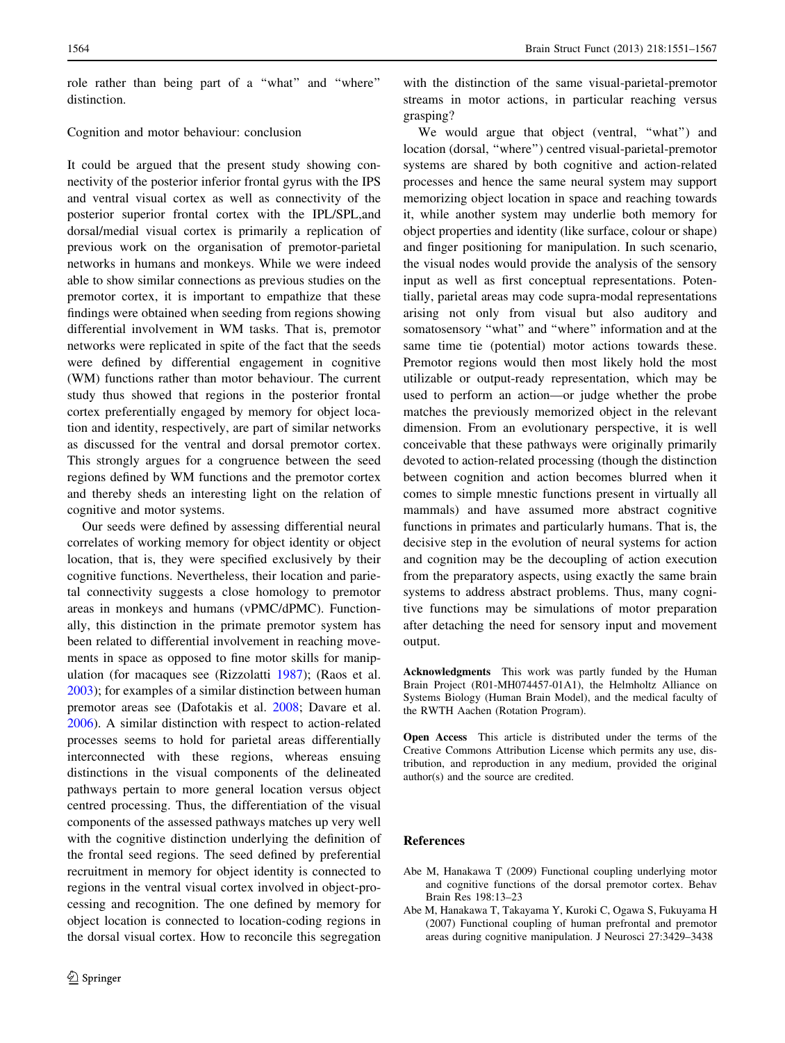role rather than being part of a "what" and "where" distinction.

## Cognition and motor behaviour: conclusion

It could be argued that the present study showing connectivity of the posterior inferior frontal gyrus with the IPS and ventral visual cortex as well as connectivity of the posterior superior frontal cortex with the IPL/SPL,and dorsal/medial visual cortex is primarily a replication of previous work on the organisation of premotor-parietal networks in humans and monkeys. While we were indeed able to show similar connections as previous studies on the premotor cortex, it is important to emphasize that these findings were obtained when seeding from regions showing differential involvement in WM tasks. That is, premotor networks were replicated in spite of the fact that the seeds were defined by differential engagement in cognitive (WM) functions rather than motor behaviour. The current study thus showed that regions in the posterior frontal cortex preferentially engaged by memory for object location and identity, respectively, are part of similar networks as discussed for the ventral and dorsal premotor cortex. This strongly argues for a congruence between the seed regions defined by WM functions and the premotor cortex and thereby sheds an interesting light on the relation of cognitive and motor systems.

Our seeds were defined by assessing differential neural correlates of working memory for object identity or object location, that is, they were specified exclusively by their cognitive functions. Nevertheless, their location and parietal connectivity suggests a close homology to premotor areas in monkeys and humans (vPMC/dPMC). Functionally, this distinction in the primate premotor system has been related to differential involvement in reaching movements in space as opposed to fine motor skills for manipulation (for macaques see (Rizzolatti 1987); (Raos et al. 2003); for examples of a similar distinction between human premotor areas see (Dafotakis et al. 2008; Davare et al. 2006). A similar distinction with respect to action-related processes seems to hold for parietal areas differentially interconnected with these regions, whereas ensuing distinctions in the visual components of the delineated pathways pertain to more general location versus object centred processing. Thus, the differentiation of the visual components of the assessed pathways matches up very well with the cognitive distinction underlying the definition of the frontal seed regions. The seed defined by preferential recruitment in memory for object identity is connected to regions in the ventral visual cortex involved in object-processing and recognition. The one defined by memory for object location is connected to location-coding regions in the dorsal visual cortex. How to reconcile this segregation with the distinction of the same visual-parietal-premotor streams in motor actions, in particular reaching versus grasping?

We would argue that object (ventral, "what") and location (dorsal, "where") centred visual-parietal-premotor systems are shared by both cognitive and action-related processes and hence the same neural system may support memorizing object location in space and reaching towards it, while another system may underlie both memory for object properties and identity (like surface, colour or shape) and finger positioning for manipulation. In such scenario, the visual nodes would provide the analysis of the sensory input as well as first conceptual representations. Potentially, parietal areas may code supra-modal representations arising not only from visual but also auditory and somatosensory "what" and "where" information and at the same time tie (potential) motor actions towards these. Premotor regions would then most likely hold the most utilizable or output-ready representation, which may be used to perform an action—or judge whether the probe matches the previously memorized object in the relevant dimension. From an evolutionary perspective, it is well conceivable that these pathways were originally primarily devoted to action-related processing (though the distinction between cognition and action becomes blurred when it comes to simple mnestic functions present in virtually all mammals) and have assumed more abstract cognitive functions in primates and particularly humans. That is, the decisive step in the evolution of neural systems for action and cognition may be the decoupling of action execution from the preparatory aspects, using exactly the same brain systems to address abstract problems. Thus, many cognitive functions may be simulations of motor preparation after detaching the need for sensory input and movement output.

**Acknowledgments** This work was partly funded by the Human Brain Project (R01-MH074457-01A1), the Helmholtz Alliance on Systems Biology (Human Brain Model), and the medical faculty of the RWTH Aachen (Rotation Program).

**Open Access** This article is distributed under the terms of the Creative Commons Attribution License which permits any use, distribution, and reproduction in any medium, provided the original author(s) and the source are credited.

## References

Abe M, Hanakawa T (2009) Functional coupling underlying motor and cognitive functions of the dorsal premotor cortex. Behav Brain Res 198:13–23

Abe M, Hanakawa T, Takayama Y, Kuroki C, Ogawa S, Fukuyama H (2007) Functional coupling of human prefrontal and premotor areas during cognitive manipulation. J Neurosci 27:3429–3438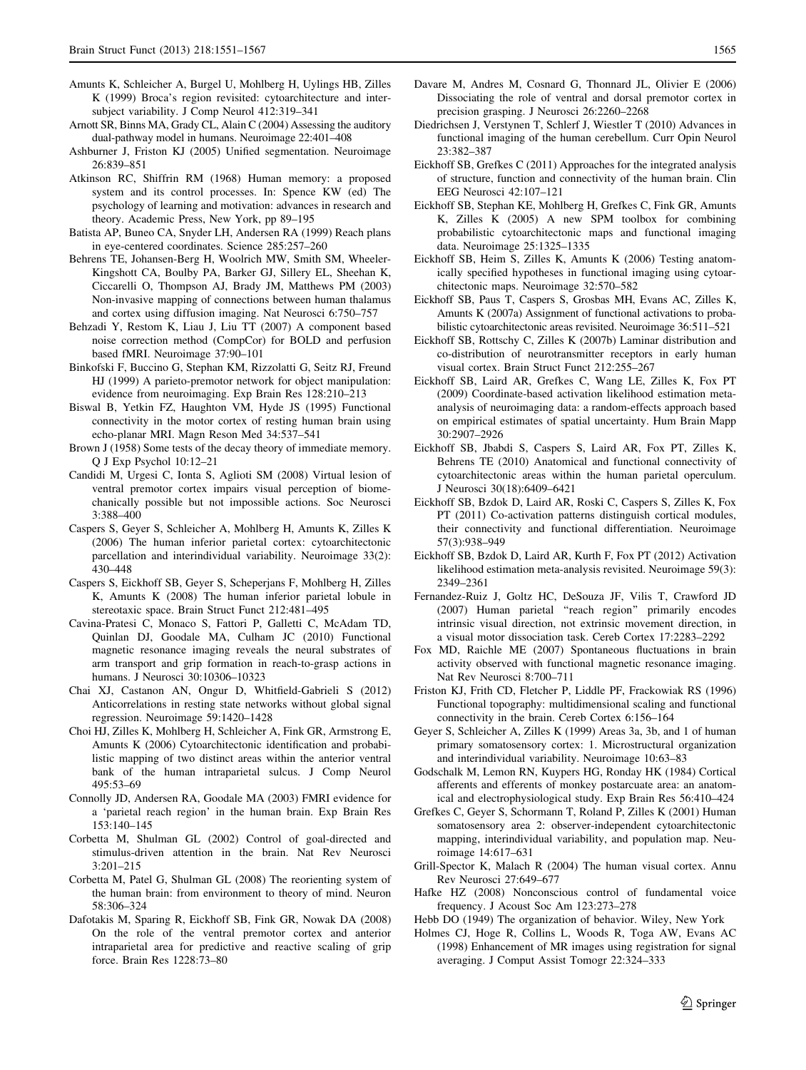Amunts K, Schleicher A, Burgel U, Mohlberg H, Uylings HB, Zilles K (1999) Broca's region revisited: cytoarchitecture and intersubject variability. J Comp Neurol 412:319–341

Arnott SR, Binns MA, Grady CL, Alain C (2004) Assessing the auditory dual-pathway model in humans. Neuroimage 22:401–408

Ashburner J, Friston KJ (2005) Unified segmentation. Neuroimage 26:839–851

Atkinson RC, Shiffrin RM (1968) Human memory: a proposed system and its control processes. In: Spence KW (ed) The psychology of learning and motivation: advances in research and theory. Academic Press, New York, pp 89–195

Batista AP, Buneo CA, Snyder LH, Andersen RA (1999) Reach plans in eye-centered coordinates. Science 285:257–260

Behrens TE, Johansen-Berg H, Woolrich MW, Smith SM, Wheeler-Kingshott CA, Boulby PA, Barker GJ, Sillery EL, Sheehan K, Ciccarelli O, Thompson AJ, Brady JM, Matthews PM (2003) Non-invasive mapping of connections between human thalamus and cortex using diffusion imaging. Nat Neurosci 6:750–757

Behzadi Y, Restom K, Liau J, Liu TT (2007) A component based noise correction method (CompCor) for BOLD and perfusion based fMRI. Neuroimage 37:90–101

Binkofski F, Buccino G, Stephan KM, Rizzolatti G, Seitz RJ, Freund HJ (1999) A parieto-premotor network for object manipulation: evidence from neuroimaging. Exp Brain Res 128:210–213

Biswal B, Yetkin FZ, Haughton VM, Hyde JS (1995) Functional connectivity in the motor cortex of resting human brain using echo-planar MRI. Magn Reson Med 34:537–541

Brown J (1958) Some tests of the decay theory of immediate memory. Q J Exp Psychol 10:12–21

Candidi M, Urgesi C, Ionta S, Aglioti SM (2008) Virtual lesion of ventral premotor cortex impairs visual perception of biomechanically possible but not impossible actions. Soc Neurosci 3:388–400

Caspers S, Geyer S, Schleicher A, Mohlberg H, Amunts K, Zilles K (2006) The human inferior parietal cortex: cytoarchitectonic parcellation and interindividual variability. Neuroimage 33(2): 430–448

Caspers S, Eickhoff SB, Geyer S, Scheperjans F, Mohlberg H, Zilles K, Amunts K (2008) The human inferior parietal lobule in stereotaxic space. Brain Struct Funct 212:481–495

Cavina-Pratesi C, Monaco S, Fattori P, Galletti C, McAdam TD, Quinlan DJ, Goodale MA, Culham JC (2010) Functional magnetic resonance imaging reveals the neural substrates of arm transport and grip formation in reach-to-grasp actions in humans. J Neurosci 30:10306–10323

Chai XJ, Castanon AN, Ongur D, Whitfield-Gabrieli S (2012) Anticorrelations in resting state networks without global signal regression. Neuroimage 59:1420–1428

Choi HJ, Zilles K, Mohlberg H, Schleicher A, Fink GR, Armstrong E, Amunts K (2006) Cytoarchitectonic identification and probabilistic mapping of two distinct areas within the anterior ventral bank of the human intraparietal sulcus. J Comp Neurol 495:53–69

Connolly JD, Andersen RA, Goodale MA (2003) FMRI evidence for a 'parietal reach region' in the human brain. Exp Brain Res 153:140–145

Corbetta M, Shulman GL (2002) Control of goal-directed and stimulus-driven attention in the brain. Nat Rev Neurosci 3:201–215

Corbetta M, Patel G, Shulman GL (2008) The reorienting system of the human brain: from environment to theory of mind. Neuron 58:306–324

Dafotakis M, Sparing R, Eickhoff SB, Fink GR, Nowak DA (2008) On the role of the ventral premotor cortex and anterior intraparietal area for predictive and reactive scaling of grip force. Brain Res 1228:73–80

Davare M, Andres M, Cosnard G, Thonnard JL, Olivier E (2006) Dissociating the role of ventral and dorsal premotor cortex in precision grasping. J Neurosci 26:2260–2268

Diedrichsen J, Verstynen T, Schlerf J, Wiestler T (2010) Advances in functional imaging of the human cerebellum. Curr Opin Neurol 23:382–387

Eickhoff SB, Grefkes C (2011) Approaches for the integrated analysis of structure, function and connectivity of the human brain. Clin EEG Neurosci 42:107–121

Eickhoff SB, Stephan KE, Mohlberg H, Grefkes C, Fink GR, Amunts K, Zilles K (2005) A new SPM toolbox for combining probabilistic cytoarchitectonic maps and functional imaging data. Neuroimage 25:1325–1335

Eickhoff SB, Heim S, Zilles K, Amunts K (2006) Testing anatomically specified hypotheses in functional imaging using cytoarchitectonic maps. Neuroimage 32:570–582

Eickhoff SB, Paus T, Caspers S, Grosbas MH, Evans AC, Zilles K, Amunts K (2007a) Assignment of functional activations to probabilistic cytoarchitectonic areas revisited. Neuroimage 36:511–521

Eickhoff SB, Rottschy C, Zilles K (2007b) Laminar distribution and co-distribution of neurotransmitter receptors in early human visual cortex. Brain Struct Funct 212:255–267

Eickhoff SB, Laird AR, Grefkes C, Wang LE, Zilles K, Fox PT (2009) Coordinate-based activation likelihood estimation meta-analysis of neuroimaging data: a random-effects approach based on empirical estimates of spatial uncertainty. Hum Brain Mapp 30:2907–2926

Eickhoff SB, Jbabdi S, Caspers S, Laird AR, Fox PT, Zilles K, Behrens TE (2010) Anatomical and functional connectivity of cytoarchitectonic areas within the human parietal operculum. J Neurosci 30(18):6409–6421

Eickhoff SB, Bzdok D, Laird AR, Roski C, Caspers S, Zilles K, Fox PT (2011) Co-activation patterns distinguish cortical modules, their connectivity and functional differentiation. Neuroimage 57(3):938–949

Eickhoff SB, Bzdok D, Laird AR, Kurth F, Fox PT (2012) Activation likelihood estimation meta-analysis revisited. Neuroimage 59(3): 2349–2361

Fernandez-Ruiz J, Goltz HC, DeSouza JF, Vilis T, Crawford JD (2007) Human parietal "reach region" primarily encodes intrinsic visual direction, not extrinsic movement direction, in a visual motor dissociation task. Cereb Cortex 17:2283–2292

Fox MD, Raichle ME (2007) Spontaneous fluctuations in brain activity observed with functional magnetic resonance imaging. Nat Rev Neurosci 8:700–711

Friston KJ, Frith CD, Fletcher P, Liddle PF, Frackowiak RS (1996) Functional topography: multidimensional scaling and functional connectivity in the brain. Cereb Cortex 6:156–164

Geyer S, Schleicher A, Zilles K (1999) Areas 3a, 3b, and 1 of human primary somatosensory cortex: 1. Microstructural organization and interindividual variability. Neuroimage 10:63–83

Godschalk M, Lemon RN, Kuypers HG, Ronday HK (1984) Cortical afferents and efferents of monkey postarcuate area: an anatomical and electrophysiological study. Exp Brain Res 56:410–424

Grefkes C, Geyer S, Schormann T, Roland P, Zilles K (2001) Human somatosensory area 2: observer-independent cytoarchitectonic mapping, interindividual variability, and population map. Neuroimage 14:617–631

Grill-Spector K, Malach R (2004) The human visual cortex. Annu Rev Neurosci 27:649–677

Hafke HZ (2008) Nonconscious control of fundamental voice frequency. J Acoust Soc Am 123:273–278

Hebb DO (1949) The organization of behavior. Wiley, New York

Holmes CJ, Hoge R, Collins L, Woods R, Toga AW, Evans AC (1998) Enhancement of MR images using registration for signal averaging. J Comput Assist Tomogr 22:324–333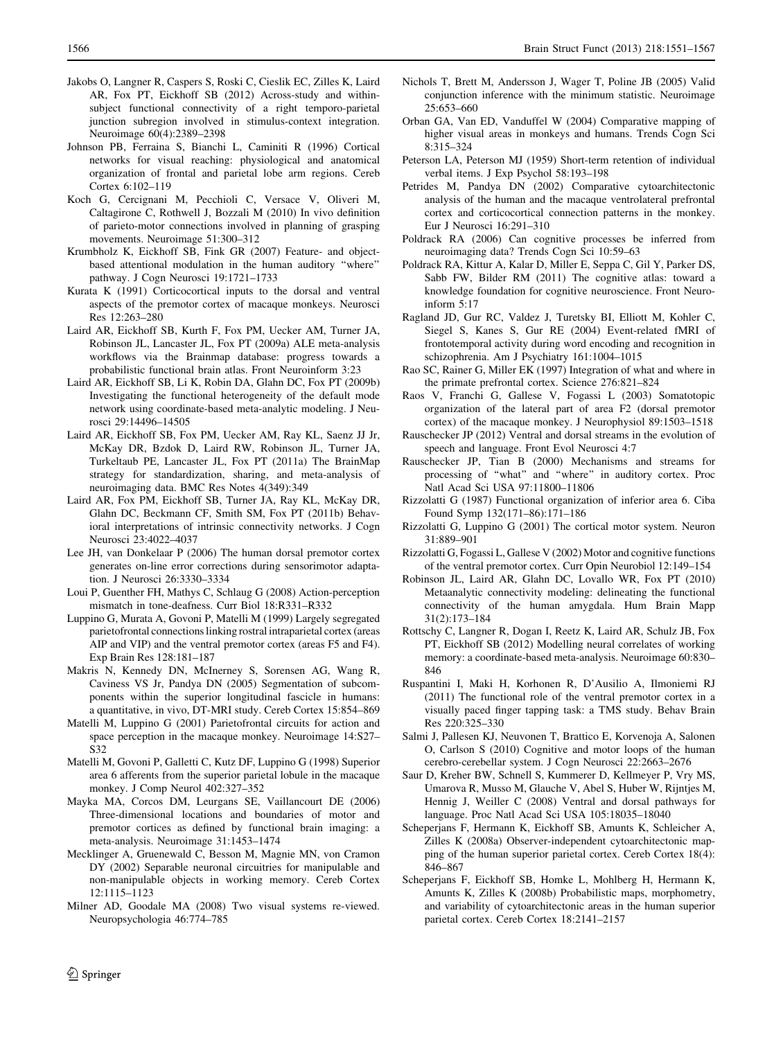Jakobs O, Langner R, Caspers S, Roski C, Cieslik EC, Zilles K, Laird AR, Fox PT, Eickhoff SB (2012) Across-study and within-subject functional connectivity of a right temporo-parietal junction subregion involved in stimulus-context integration. Neuroimage 60(4):2389–2398

Johnson PB, Ferraina S, Bianchi L, Caminiti R (1996) Cortical networks for visual reaching: physiological and anatomical organization of frontal and parietal lobe arm regions. Cereb Cortex 6:102–119

Koch G, Cercignani M, Pecchioli C, Versace V, Oliveri M, Caltagirone C, Rothwell J, Bozzali M (2010) In vivo definition of parieto-motor connections involved in planning of grasping movements. Neuroimage 51:300–312

Krumbholz K, Eickhoff SB, Fink GR (2007) Feature- and object-based attentional modulation in the human auditory "where" pathway. J Cogn Neurosci 19:1721–1733

Kurata K (1991) Corticocortical inputs to the dorsal and ventral aspects of the premotor cortex of macaque monkeys. Neurosci Res 12:263–280

Laird AR, Eickhoff SB, Kurth F, Fox PM, Uecker AM, Turner JA, Robinson JL, Lancaster JL, Fox PT (2009a) ALE meta-analysis workflows via the Brainmap database: progress towards a probabilistic functional brain atlas. Front Neuroinform 3:23

Laird AR, Eickhoff SB, Li K, Robin DA, Glahn DC, Fox PT (2009b) Investigating the functional heterogeneity of the default mode network using coordinate-based meta-analytic modeling. J Neurosci 29:14496–14505

Laird AR, Eickhoff SB, Fox PM, Uecker AM, Ray KL, Saenz JJ Jr, McKay DR, Bzdok D, Laird RW, Robinson JL, Turner JA, Turkeltaub PE, Lancaster JL, Fox PT (2011a) The BrainMap strategy for standardization, sharing, and meta-analysis of neuroimaging data. BMC Res Notes 4(349):349

Laird AR, Fox PM, Eickhoff SB, Turner JA, Ray KL, McKay DR, Glahn DC, Beckmann CF, Smith SM, Fox PT (2011b) Behavioral interpretations of intrinsic connectivity networks. J Cogn Neurosci 23:4022–4037

Lee JH, van Donkelaar P (2006) The human dorsal premotor cortex generates on-line error corrections during sensorimotor adaptation. J Neurosci 26:3330–3334

Loui P, Guenther FH, Mathys C, Schlaug G (2008) Action-perception mismatch in tone-deafness. Curr Biol 18:R331–R332

Luppino G, Murata A, Govoni P, Matelli M (1999) Largely segregated parietofrontal connections linking rostral intraparietal cortex (areas AIP and VIP) and the ventral premotor cortex (areas F5 and F4). Exp Brain Res 128:181–187

Makris N, Kennedy DN, McInerney S, Sorensen AG, Wang R, Caviness VS Jr, Pandya DN (2005) Segmentation of subcomponents within the superior longitudinal fascicle in humans: a quantitative, in vivo, DT-MRI study. Cereb Cortex 15:854–869

Matelli M, Luppino G (2001) Parietofrontal circuits for action and space perception in the macaque monkey. Neuroimage 14:S27–S32

Matelli M, Govoni P, Galletti C, Kutz DF, Luppino G (1998) Superior area 6 afferents from the superior parietal lobule in the macaque monkey. J Comp Neurol 402:327–352

Mayka MA, Corcos DM, Leurgans SE, Vaillancourt DE (2006) Three-dimensional locations and boundaries of motor and premotor cortices as defined by functional brain imaging: a meta-analysis. Neuroimage 31:1453–1474

Mecklinger A, Gruenewald C, Besson M, Magnie MN, von Cramon DY (2002) Separable neuronal circuitries for manipulable and non-manipulable objects in working memory. Cereb Cortex 12:1115–1123

Milner AD, Goodale MA (2008) Two visual systems re-viewed. Neuropsychologia 46:774–785

Nichols T, Brett M, Andersson J, Wager T, Poline JB (2005) Valid conjunction inference with the minimum statistic. Neuroimage 25:653–660

Orban GA, Van ED, Vanduffel W (2004) Comparative mapping of higher visual areas in monkeys and humans. Trends Cogn Sci 8:315–324

Peterson LA, Peterson MJ (1959) Short-term retention of individual verbal items. J Exp Psychol 58:193–198

Petrides M, Pandya DN (2002) Comparative cytoarchitectonic analysis of the human and the macaque ventrolateral prefrontal cortex and corticocortical connection patterns in the monkey. Eur J Neurosci 16:291–310

Poldrack RA (2006) Can cognitive processes be inferred from neuroimaging data? Trends Cogn Sci 10:59–63

Poldrack RA, Kittur A, Kalar D, Miller E, Seppa C, Gil Y, Parker DS, Sabb FW, Bilder RM (2011) The cognitive atlas: toward a knowledge foundation for cognitive neuroscience. Front Neuroinform 5:17

Ragland JD, Gur RC, Valdez J, Turetsky BI, Elliott M, Kohler C, Siegel S, Kanes S, Gur RE (2004) Event-related fMRI of frontotemporal activity during word encoding and recognition in schizophrenia. Am J Psychiatry 161:1004–1015

Rao SC, Rainer G, Miller EK (1997) Integration of what and where in the primate prefrontal cortex. Science 276:821–824

Raos V, Franchi G, Gallese V, Fogassi L (2003) Somatotopic organization of the lateral part of area F2 (dorsal premotor cortex) of the macaque monkey. J Neurophysiol 89:1503–1518

Rauschecker JP (2012) Ventral and dorsal streams in the evolution of speech and language. Front Evol Neurosci 4:7

Rauschecker JP, Tian B (2000) Mechanisms and streams for processing of "what" and "where" in auditory cortex. Proc Natl Acad Sci USA 97:11800–11806

Rizzolatti G (1987) Functional organization of inferior area 6. Ciba Found Symp 132(171–86):171–186

Rizzolatti G, Luppino G (2001) The cortical motor system. Neuron 31:889–901

Rizzolatti G, Fogassi L, Gallese V (2002) Motor and cognitive functions of the ventral premotor cortex. Curr Opin Neurobiol 12:149–154

Robinson JL, Laird AR, Glahn DC, Lovallo WR, Fox PT (2010) Metaanalytic connectivity modeling: delineating the functional connectivity of the human amygdala. Hum Brain Mapp 31(2):173–184

Rottschy C, Langner R, Dogan I, Reetz K, Laird AR, Schulz JB, Fox PT, Eickhoff SB (2012) Modelling neural correlates of working memory: a coordinate-based meta-analysis. Neuroimage 60:830–846

Ruspantini I, Maki H, Korhonen R, D'Ausilio A, Ilmoniemi RJ (2011) The functional role of the ventral premotor cortex in a visually paced finger tapping task: a TMS study. Behav Brain Res 220:325–330

Salmi J, Pallesen KJ, Neuvonen T, Brattico E, Korvenoja A, Salonen O, Carlson S (2010) Cognitive and motor loops of the human cerebro-cerebellar system. J Cogn Neurosci 22:2663–2676

Saur D, Kreher BW, Schnell S, Kummerer D, Kellmeyer P, Vry MS, Umarova R, Musso M, Glauche V, Abel S, Huber W, Rijntjes M, Hennig J, Weiller C (2008) Ventral and dorsal pathways for language. Proc Natl Acad Sci USA 105:18035–18040

Scheperjans F, Hermann K, Eickhoff SB, Amunts K, Schleicher A, Zilles K (2008a) Observer-independent cytoarchitectonic mapping of the human superior parietal cortex. Cereb Cortex 18(4): 846–867

Scheperjans F, Eickhoff SB, Homke L, Mohlberg H, Hermann K, Amunts K, Zilles K (2008b) Probabilistic maps, morphometry, and variability of cytoarchitectonic areas in the human superior parietal cortex. Cereb Cortex 18:2141–2157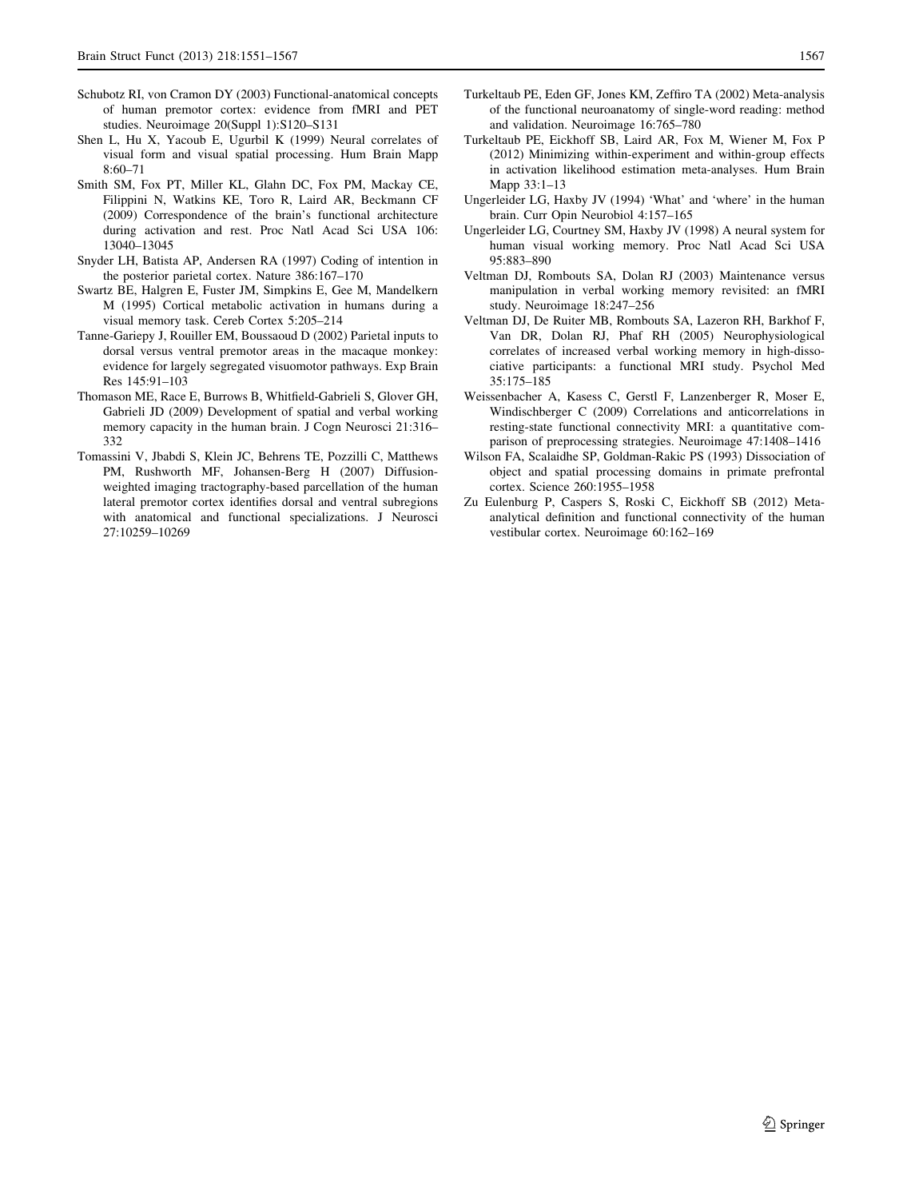Schubotz RI, von Cramon DY (2003) Functional-anatomical concepts of human premotor cortex: evidence from fMRI and PET studies. Neuroimage 20(Suppl 1):S120–S131

Shen L, Hu X, Yacoub E, Ugurbil K (1999) Neural correlates of visual form and visual spatial processing. Hum Brain Mapp 8:60–71

Smith SM, Fox PT, Miller KL, Glahn DC, Fox PM, Mackay CE, Filippini N, Watkins KE, Toro R, Laird AR, Beckmann CF (2009) Correspondence of the brain's functional architecture during activation and rest. Proc Natl Acad Sci USA 106: 13040–13045

Snyder LH, Batista AP, Andersen RA (1997) Coding of intention in the posterior parietal cortex. Nature 386:167–170

Swartz BE, Halgren E, Fuster JM, Simpkins E, Gee M, Mandelkern M (1995) Cortical metabolic activation in humans during a visual memory task. Cereb Cortex 5:205–214

Tanne-Gariepy J, Rouiller EM, Boussaoud D (2002) Parietal inputs to dorsal versus ventral premotor areas in the macaque monkey: evidence for largely segregated visuomotor pathways. Exp Brain Res 145:91–103

Thomason ME, Race E, Burrows B, Whitfield-Gabrieli S, Glover GH, Gabrieli JD (2009) Development of spatial and verbal working memory capacity in the human brain. J Cogn Neurosci 21:316–332

Tomassini V, Jbabdi S, Klein JC, Behrens TE, Pozzilli C, Matthews PM, Rushworth MF, Johansen-Berg H (2007) Diffusion-weighted imaging tractography-based parcellation of the human lateral premotor cortex identifies dorsal and ventral subregions with anatomical and functional specializations. J Neurosci 27:10259–10269

Turkeltaub PE, Eden GF, Jones KM, Zeffiro TA (2002) Meta-analysis of the functional neuroanatomy of single-word reading: method and validation. Neuroimage 16:765–780

Turkeltaub PE, Eickhoff SB, Laird AR, Fox M, Wiener M, Fox P (2012) Minimizing within-experiment and within-group effects in activation likelihood estimation meta-analyses. Hum Brain Mapp 33:1–13

Ungerleider LG, Haxby JV (1994) 'What' and 'where' in the human brain. Curr Opin Neurobiol 4:157–165

Ungerleider LG, Courtney SM, Haxby JV (1998) A neural system for human visual working memory. Proc Natl Acad Sci USA 95:883–890

Veltman DJ, Rombouts SA, Dolan RJ (2003) Maintenance versus manipulation in verbal working memory revisited: an fMRI study. Neuroimage 18:247–256

Veltman DJ, De Ruiter MB, Rombouts SA, Lazeron RH, Barkhof F, Van DR, Dolan RJ, Phaf RH (2005) Neurophysiological correlates of increased verbal working memory in high-dissociative participants: a functional MRI study. Psychol Med 35:175–185

Weissenbacher A, Kasess C, Gerstl F, Lanzenberger R, Moser E, Windischberger C (2009) Correlations and anticorrelations in resting-state functional connectivity MRI: a quantitative comparison of preprocessing strategies. Neuroimage 47:1408–1416

Wilson FA, Scalaidhe SP, Goldman-Rakic PS (1993) Dissociation of object and spatial processing domains in primate prefrontal cortex. Science 260:1955–1958

Zu Eulenburg P, Caspers S, Roski C, Eickhoff SB (2012) Meta-analytical definition and functional connectivity of the human vestibular cortex. Neuroimage 60:162–169